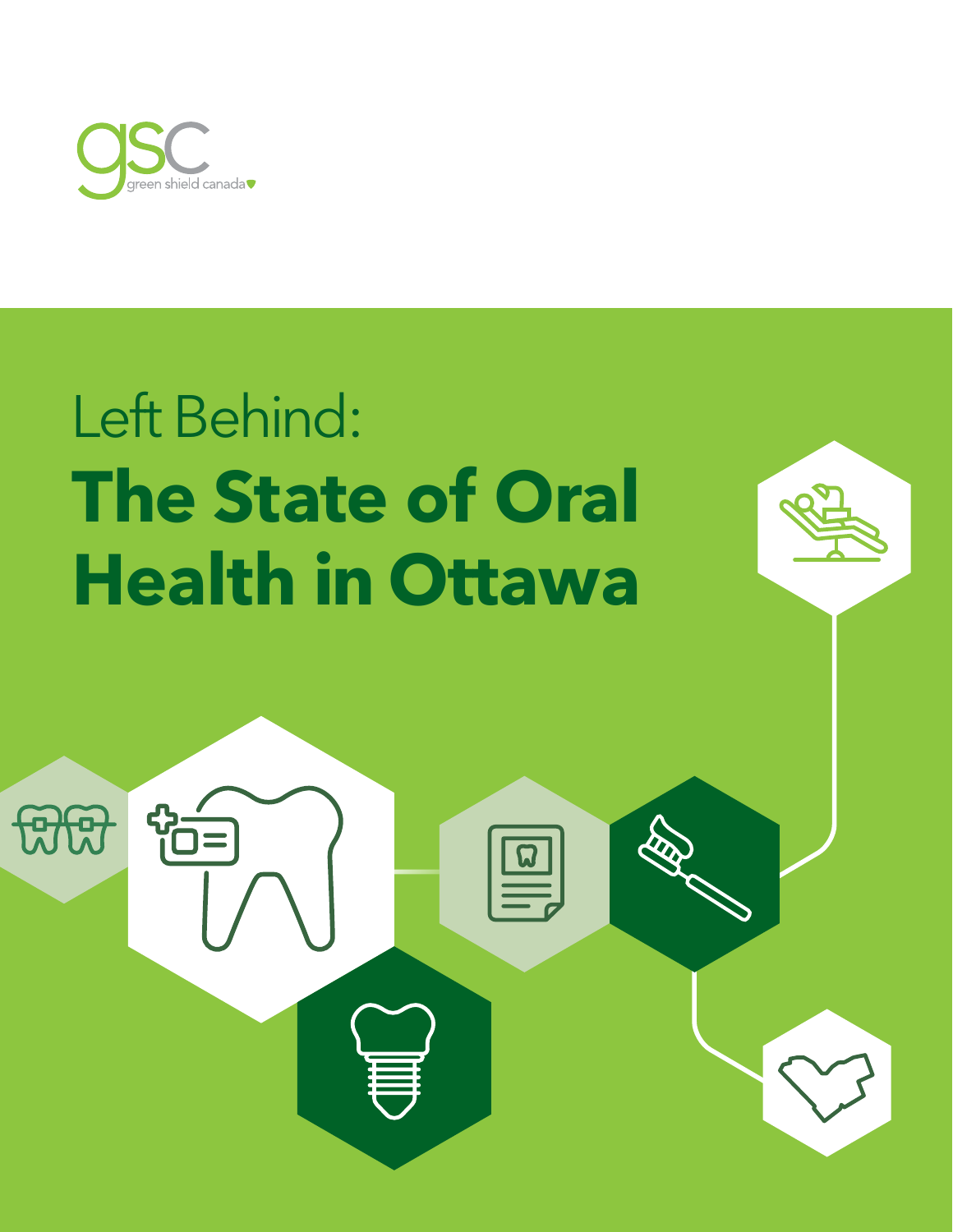gsc green shield canada

Left Behind:

# The State of Oral Health in Ottawa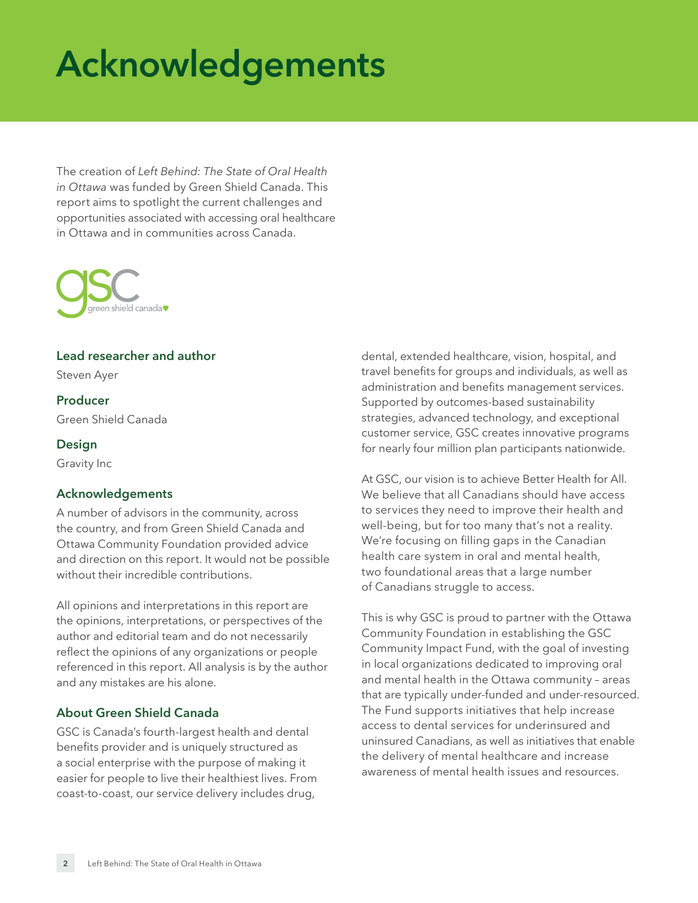# Acknowledgements

The creation of *Left Behind: The State of Oral Health in Ottawa* was funded by Green Shield Canada. This report aims to spotlight the current challenges and opportunities associated with accessing oral healthcare in Ottawa and in communities across Canada.

### Lead researcher and author

Steven Ayer

### Producer

Green Shield Canada

### Design

Gravity Inc

### Acknowledgements

A number of advisors in the community, across the country, and from Green Shield Canada and Ottawa Community Foundation provided advice and direction on this report. It would not be possible without their incredible contributions.

All opinions and interpretations in this report are the opinions, interpretations, or perspectives of the author and editorial team and do not necessarily reflect the opinions of any organizations or people referenced in this report. All analysis is by the author and any mistakes are his alone.

### About Green Shield Canada

GSC is Canada's fourth-largest health and dental benefits provider and is uniquely structured as a social enterprise with the purpose of making it easier for people to live their healthiest lives. From coast-to-coast, our service delivery includes drug, dental, extended healthcare, vision, hospital, and travel benefits for groups and individuals, as well as administration and benefits management services. Supported by outcomes-based sustainability strategies, advanced technology, and exceptional customer service, GSC creates innovative programs for nearly four million plan participants nationwide.

At GSC, our vision is to achieve Better Health for All. We believe that all Canadians should have access to services they need to improve their health and well-being, but for too many that's not a reality. We're focusing on filling gaps in the Canadian health care system in oral and mental health, two foundational areas that a large number of Canadians struggle to access.

This is why GSC is proud to partner with the Ottawa Community Foundation in establishing the GSC Community Impact Fund, with the goal of investing in local organizations dedicated to improving oral and mental health in the Ottawa community – areas that are typically under-funded and under-resourced. The Fund supports initiatives that help increase access to dental services for underinsured and uninsured Canadians, as well as initiatives that enable the delivery of mental healthcare and increase awareness of mental health issues and resources.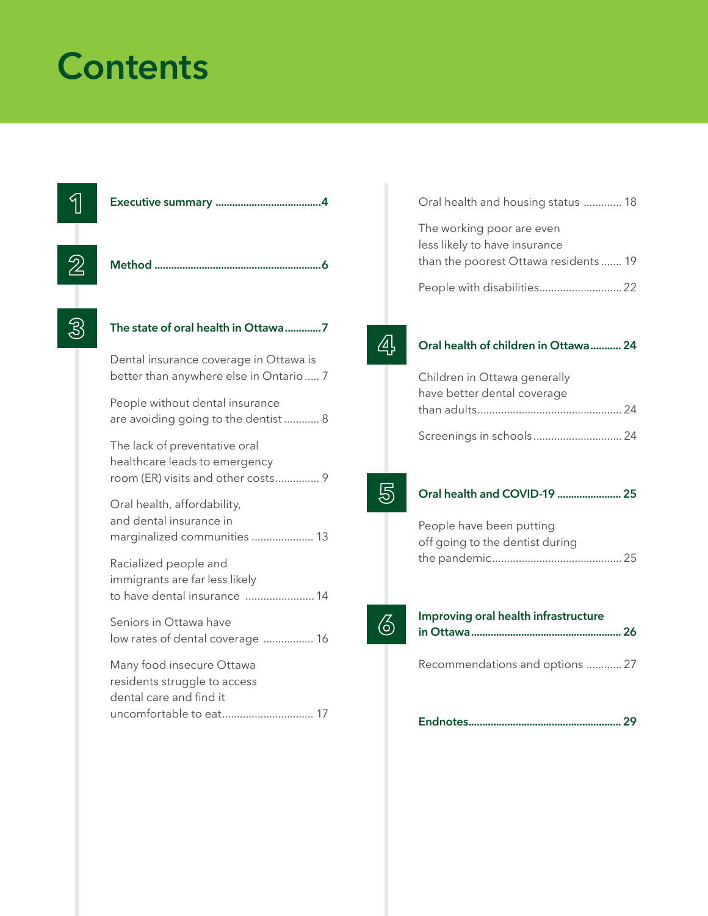# Contents

1. **Executive summary** ..................................... 4

2. **Method** ..................................... 6

3. **The state of oral health in Ottawa** ..................................... 7

   - Dental insurance coverage in Ottawa is better than anywhere else in Ontario ..... 7
   - People without dental insurance are avoiding going to the dentist ........... 8
   - The lack of preventative oral healthcare leads to emergency room (ER) visits and other costs .............. 9
   - Oral health, affordability, and dental insurance in marginalized communities .................... 13
   - Racialized people and immigrants are far less likely to have dental insurance ...................... 14
   - Seniors in Ottawa have low rates of dental coverage ................ 16
   - Many food insecure Ottawa residents struggle to access dental care and find it uncomfortable to eat .............................. 17
   - Oral health and housing status ............ 18
   - The working poor are even less likely to have insurance than the poorest Ottawa residents ....... 19
   - People with disabilities .......................... 22

4. **Oral health of children in Ottawa** .......... 24

   - Children in Ottawa generally have better dental coverage than adults ................................................ 24
   - Screenings in schools ............................. 24

5. **Oral health and COVID-19** ...................... 25

   - People have been putting off going to the dentist during the pandemic ........................................... 25

6. **Improving oral health infrastructure in Ottawa** ..................................................... 26

   - Recommendations and options ........... 27

**Endnotes** ..................................................... 29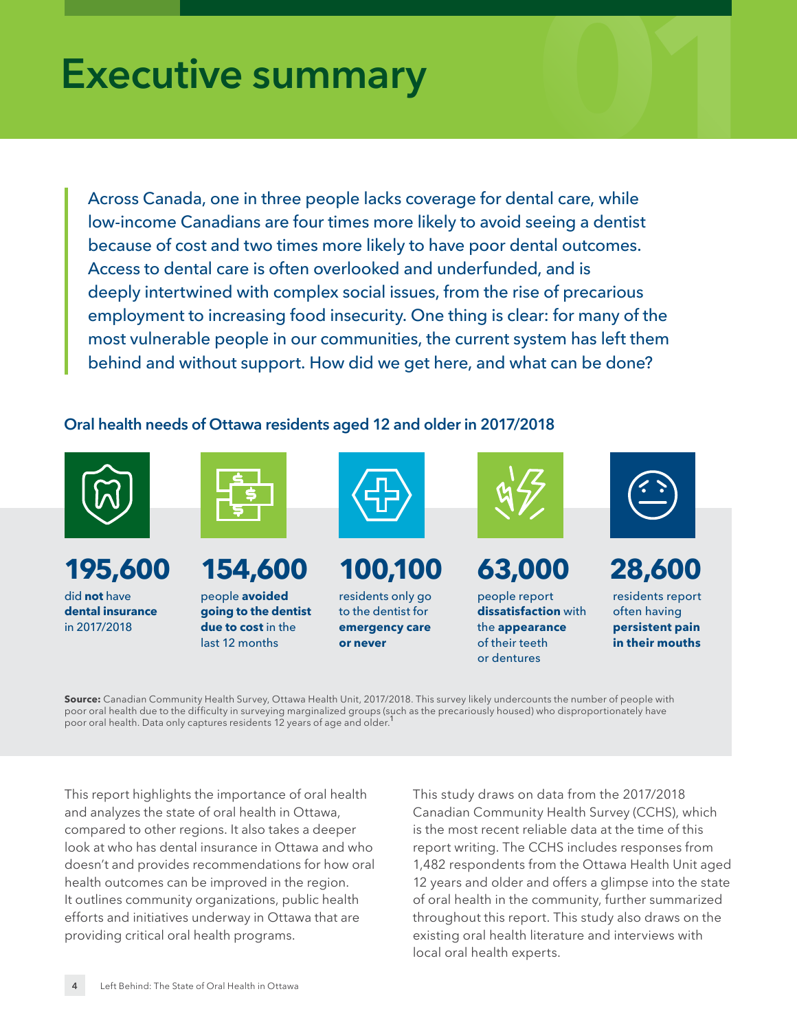# Executive summary

Across Canada, one in three people lacks coverage for dental care, while low-income Canadians are four times more likely to avoid seeing a dentist because of cost and two times more likely to have poor dental outcomes. Access to dental care is often overlooked and underfunded, and is deeply intertwined with complex social issues, from the rise of precarious employment to increasing food insecurity. One thing is clear: for many of the most vulnerable people in our communities, the current system has left them behind and without support. How did we get here, and what can be done?

### Oral health needs of Ottawa residents aged 12 and older in 2017/2018

**195,600** did **not** have **dental insurance** in 2017/2018

**154,600** people **avoided going to the dentist due to cost** in the last 12 months

**100,100** residents only go to the dentist for **emergency care or never**

**63,000** people report **dissatisfaction** with the **appearance** of their teeth or dentures

**28,600** residents report often having **persistent pain in their mouths**

**Source:** Canadian Community Health Survey, Ottawa Health Unit, 2017/2018. This survey likely undercounts the number of people with poor oral health due to the difficulty in surveying marginalized groups (such as the precariously housed) who disproportionately have poor oral health. Data only captures residents 12 years of age and older.[1]

This report highlights the importance of oral health and analyzes the state of oral health in Ottawa, compared to other regions. It also takes a deeper look at who has dental insurance in Ottawa and who doesn't and provides recommendations for how oral health outcomes can be improved in the region. It outlines community organizations, public health efforts and initiatives underway in Ottawa that are providing critical oral health programs.

This study draws on data from the 2017/2018 Canadian Community Health Survey (CCHS), which is the most recent reliable data at the time of this report writing. The CCHS includes responses from 1,482 respondents from the Ottawa Health Unit aged 12 years and older and offers a glimpse into the state of oral health in the community, further summarized throughout this report. This study also draws on the existing oral health literature and interviews with local oral health experts.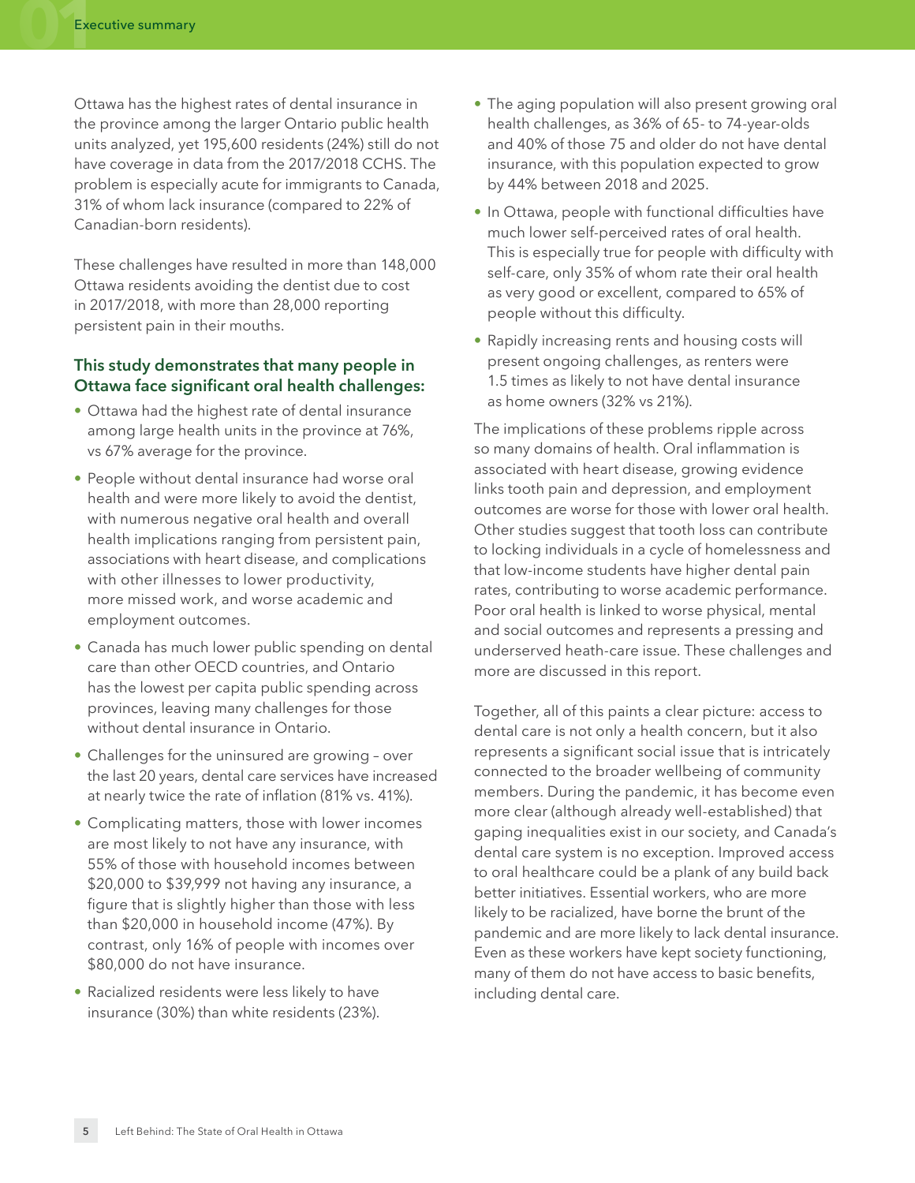Ottawa has the highest rates of dental insurance in the province among the larger Ontario public health units analyzed, yet 195,600 residents (24%) still do not have coverage in data from the 2017/2018 CCHS. The problem is especially acute for immigrants to Canada, 31% of whom lack insurance (compared to 22% of Canadian-born residents).

These challenges have resulted in more than 148,000 Ottawa residents avoiding the dentist due to cost in 2017/2018, with more than 28,000 reporting persistent pain in their mouths.

### This study demonstrates that many people in Ottawa face significant oral health challenges:

- Ottawa had the highest rate of dental insurance among large health units in the province at 76%, vs 67% average for the province.
- People without dental insurance had worse oral health and were more likely to avoid the dentist, with numerous negative oral health and overall health implications ranging from persistent pain, associations with heart disease, and complications with other illnesses to lower productivity, more missed work, and worse academic and employment outcomes.
- Canada has much lower public spending on dental care than other OECD countries, and Ontario has the lowest per capita public spending across provinces, leaving many challenges for those without dental insurance in Ontario.
- Challenges for the uninsured are growing – over the last 20 years, dental care services have increased at nearly twice the rate of inflation (81% vs. 41%).
- Complicating matters, those with lower incomes are most likely to not have any insurance, with 55% of those with household incomes between $20,000 to $39,999 not having any insurance, a figure that is slightly higher than those with less than $20,000 in household income (47%). By contrast, only 16% of people with incomes over $80,000 do not have insurance.
- Racialized residents were less likely to have insurance (30%) than white residents (23%).
- The aging population will also present growing oral health challenges, as 36% of 65- to 74-year-olds and 40% of those 75 and older do not have dental insurance, with this population expected to grow by 44% between 2018 and 2025.
- In Ottawa, people with functional difficulties have much lower self-perceived rates of oral health. This is especially true for people with difficulty with self-care, only 35% of whom rate their oral health as very good or excellent, compared to 65% of people without this difficulty.
- Rapidly increasing rents and housing costs will present ongoing challenges, as renters were 1.5 times as likely to not have dental insurance as home owners (32% vs 21%).

The implications of these problems ripple across so many domains of health. Oral inflammation is associated with heart disease, growing evidence links tooth pain and depression, and employment outcomes are worse for those with lower oral health. Other studies suggest that tooth loss can contribute to locking individuals in a cycle of homelessness and that low-income students have higher dental pain rates, contributing to worse academic performance. Poor oral health is linked to worse physical, mental and social outcomes and represents a pressing and underserved heath-care issue. These challenges and more are discussed in this report.

Together, all of this paints a clear picture: access to dental care is not only a health concern, but it also represents a significant social issue that is intricately connected to the broader wellbeing of community members. During the pandemic, it has become even more clear (although already well-established) that gaping inequalities exist in our society, and Canada's dental care system is no exception. Improved access to oral healthcare could be a plank of any build back better initiatives. Essential workers, who are more likely to be racialized, have borne the brunt of the pandemic and are more likely to lack dental insurance. Even as these workers have kept society functioning, many of them do not have access to basic benefits, including dental care.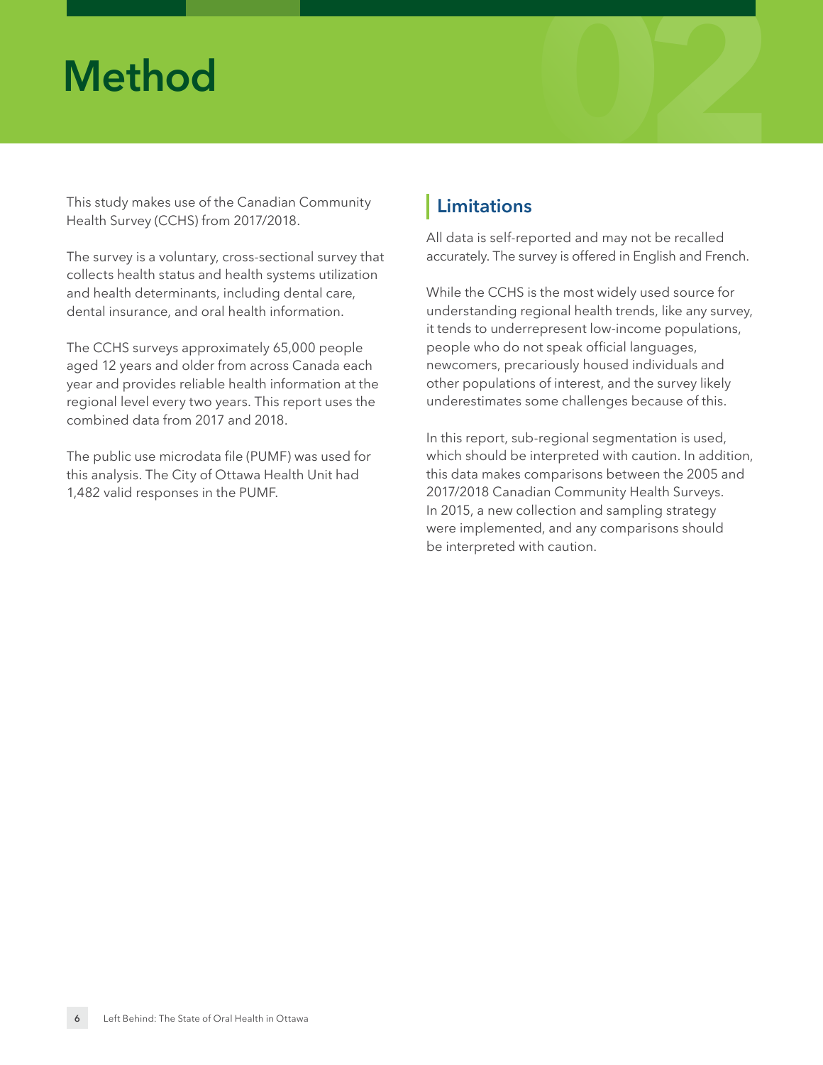# Method

This study makes use of the Canadian Community Health Survey (CCHS) from 2017/2018.

The survey is a voluntary, cross-sectional survey that collects health status and health systems utilization and health determinants, including dental care, dental insurance, and oral health information.

The CCHS surveys approximately 65,000 people aged 12 years and older from across Canada each year and provides reliable health information at the regional level every two years. This report uses the combined data from 2017 and 2018.

The public use microdata file (PUMF) was used for this analysis. The City of Ottawa Health Unit had 1,482 valid responses in the PUMF.

## Limitations

All data is self-reported and may not be recalled accurately. The survey is offered in English and French.

While the CCHS is the most widely used source for understanding regional health trends, like any survey, it tends to underrepresent low-income populations, people who do not speak official languages, newcomers, precariously housed individuals and other populations of interest, and the survey likely underestimates some challenges because of this.

In this report, sub-regional segmentation is used, which should be interpreted with caution. In addition, this data makes comparisons between the 2005 and 2017/2018 Canadian Community Health Surveys. In 2015, a new collection and sampling strategy were implemented, and any comparisons should be interpreted with caution.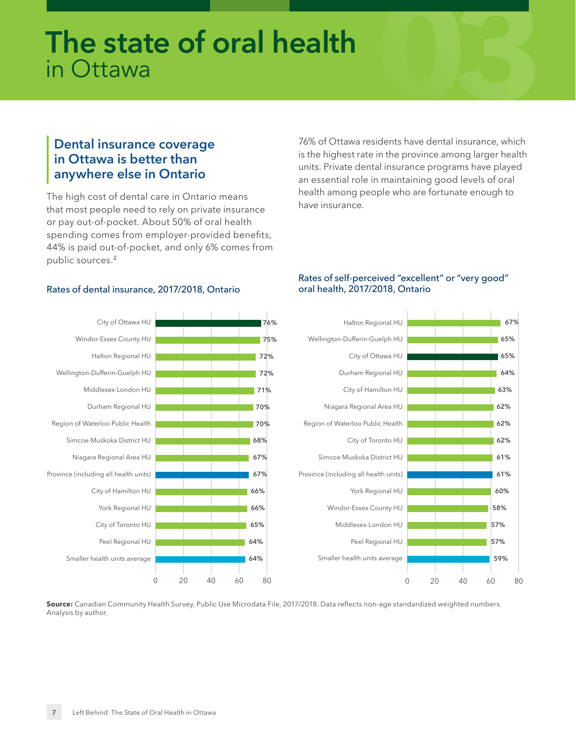# The state of oral health in Ottawa

## Dental insurance coverage in Ottawa is better than anywhere else in Ontario

The high cost of dental care in Ontario means that most people need to rely on private insurance or pay out-of-pocket. About 50% of oral health spending comes from employer-provided benefits, 44% is paid out-of-pocket, and only 6% comes from public sources.[2]

76% of Ottawa residents have dental insurance, which is the highest rate in the province among larger health units. Private dental insurance programs have played an essential role in maintaining good levels of oral health among people who are fortunate enough to have insurance.

### Rates of dental insurance, 2017/2018, Ontario

| Health unit | Rate |
|---|---|
| City of Ottawa HU | 76% |
| Windor-Essex County HU | 75% |
| Halton Regional HU | 72% |
| Wellington-Dufferin-Guelph HU | 72% |
| Middlesex-London HU | 71% |
| Durham Regional HU | 70% |
| Region of Waterloo Public Health | 70% |
| Simcoe Muskoka District HU | 68% |
| Niagara Regional Area HU | 67% |
| Province (including all health units) | 67% |
| City of Hamilton HU | 66% |
| York Regional HU | 66% |
| City of Toronto HU | 65% |
| Peel Regional HU | 64% |
| Smaller health units average | 64% |

### Rates of self-perceived "excellent" or "very good" oral health, 2017/2018, Ontario

| Health unit | Rate |
|---|---|
| Halton Regional HU | 67% |
| Wellington-Dufferin-Guelph HU | 65% |
| City of Ottawa HU | 65% |
| Durham Regional HU | 64% |
| City of Hamilton HU | 63% |
| Niagara Regional Area HU | 62% |
| Region of Waterloo Public Health | 62% |
| City of Toronto HU | 62% |
| Simcoe Muskoka District HU | 61% |
| Province (including all health units) | 61% |
| York Regional HU | 60% |
| Windor-Essex County HU | 58% |
| Middlesex-London HU | 57% |
| Peel Regional HU | 57% |
| Smaller health units average | 59% |

**Source:** Canadian Community Health Survey, Public Use Microdata File, 2017/2018. Data reflects non-age standardized weighted numbers. Analysis by author.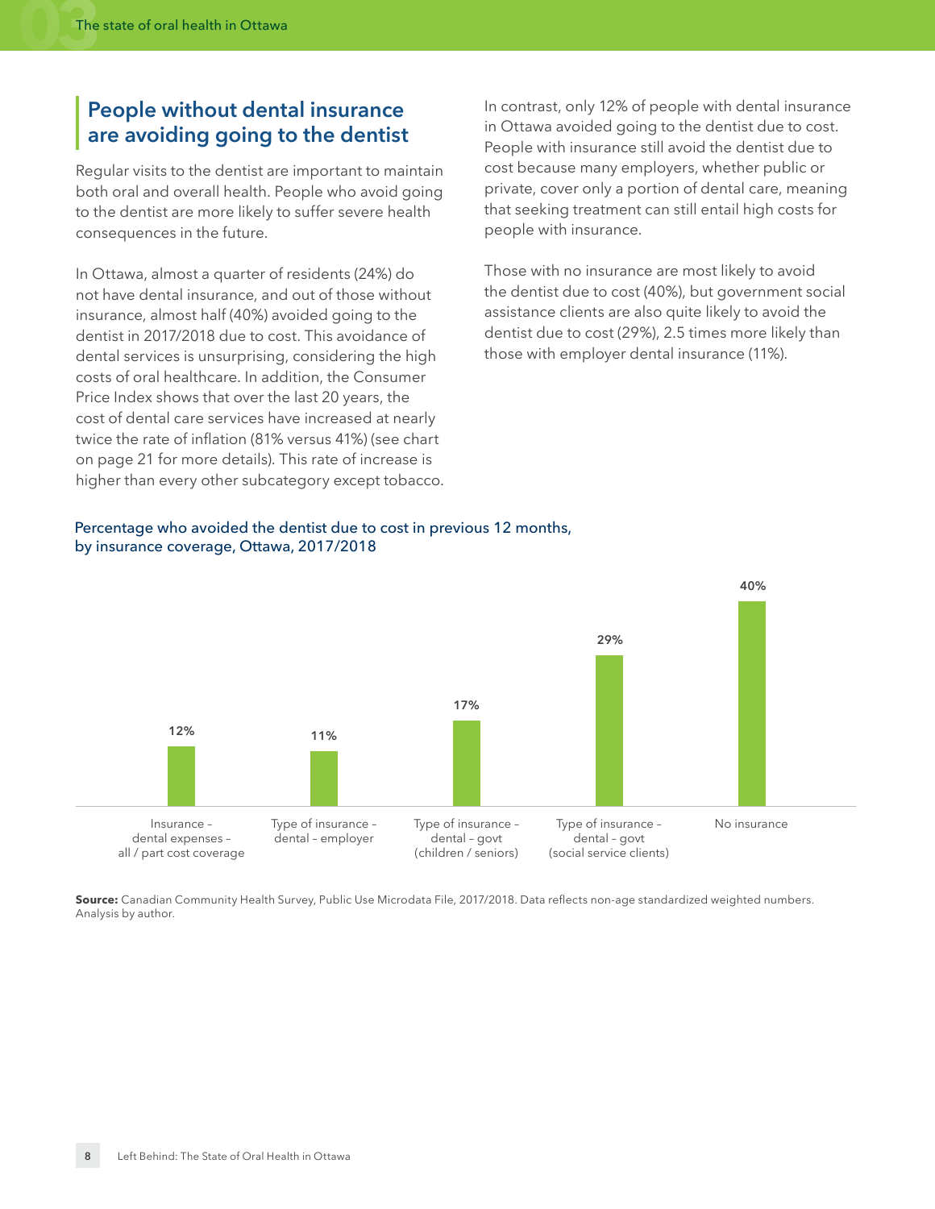## People without dental insurance are avoiding going to the dentist

Regular visits to the dentist are important to maintain both oral and overall health. People who avoid going to the dentist are more likely to suffer severe health consequences in the future.

In Ottawa, almost a quarter of residents (24%) do not have dental insurance, and out of those without insurance, almost half (40%) avoided going to the dentist in 2017/2018 due to cost. This avoidance of dental services is unsurprising, considering the high costs of oral healthcare. In addition, the Consumer Price Index shows that over the last 20 years, the cost of dental care services have increased at nearly twice the rate of inflation (81% versus 41%) (see chart on page 21 for more details). This rate of increase is higher than every other subcategory except tobacco.

In contrast, only 12% of people with dental insurance in Ottawa avoided going to the dentist due to cost. People with insurance still avoid the dentist due to cost because many employers, whether public or private, cover only a portion of dental care, meaning that seeking treatment can still entail high costs for people with insurance.

Those with no insurance are most likely to avoid the dentist due to cost (40%), but government social assistance clients are also quite likely to avoid the dentist due to cost (29%), 2.5 times more likely than those with employer dental insurance (11%).

Percentage who avoided the dentist due to cost in previous 12 months, by insurance coverage, Ottawa, 2017/2018

| Insurance coverage | Percentage |
|---|---|
| Insurance – dental expenses – all / part cost coverage | 12% |
| Type of insurance – dental – employer | 11% |
| Type of insurance – dental – govt (children / seniors) | 17% |
| Type of insurance – dental – govt (social service clients) | 29% |
| No insurance | 40% |

**Source:** Canadian Community Health Survey, Public Use Microdata File, 2017/2018. Data reflects non-age standardized weighted numbers. Analysis by author.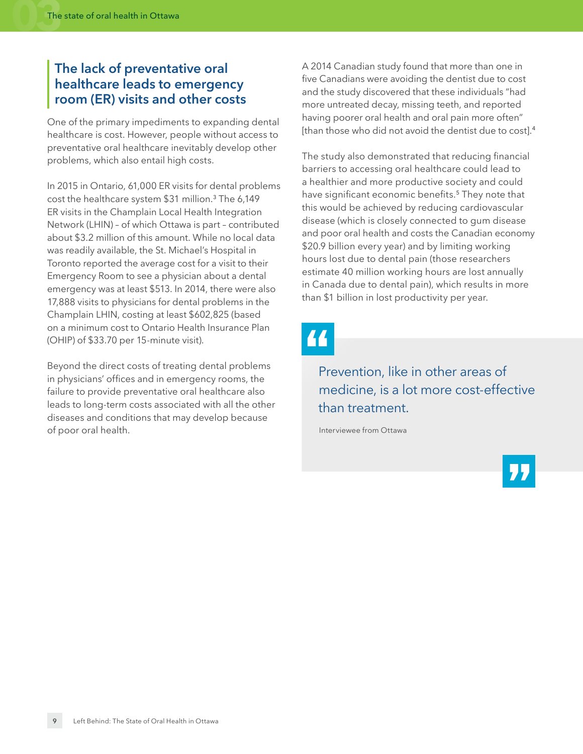## The lack of preventative oral healthcare leads to emergency room (ER) visits and other costs

One of the primary impediments to expanding dental healthcare is cost. However, people without access to preventative oral healthcare inevitably develop other problems, which also entail high costs.

In 2015 in Ontario, 61,000 ER visits for dental problems cost the healthcare system $31 million.[3] The 6,149 ER visits in the Champlain Local Health Integration Network (LHIN) – of which Ottawa is part – contributed about $3.2 million of this amount. While no local data was readily available, the St. Michael's Hospital in Toronto reported the average cost for a visit to their Emergency Room to see a physician about a dental emergency was at least $513. In 2014, there were also 17,888 visits to physicians for dental problems in the Champlain LHIN, costing at least $602,825 (based on a minimum cost to Ontario Health Insurance Plan (OHIP) of $33.70 per 15-minute visit).

Beyond the direct costs of treating dental problems in physicians' offices and in emergency rooms, the failure to provide preventative oral healthcare also leads to long-term costs associated with all the other diseases and conditions that may develop because of poor oral health.

A 2014 Canadian study found that more than one in five Canadians were avoiding the dentist due to cost and the study discovered that these individuals "had more untreated decay, missing teeth, and reported having poorer oral health and oral pain more often" [than those who did not avoid the dentist due to cost].[4]

The study also demonstrated that reducing financial barriers to accessing oral healthcare could lead to a healthier and more productive society and could have significant economic benefits.[5] They note that this would be achieved by reducing cardiovascular disease (which is closely connected to gum disease and poor oral health and costs the Canadian economy $20.9 billion every year) and by limiting working hours lost due to dental pain (those researchers estimate 40 million working hours are lost annually in Canada due to dental pain), which results in more than $1 billion in lost productivity per year.

> Prevention, like in other areas of medicine, is a lot more cost-effective than treatment.
>
> Interviewee from Ottawa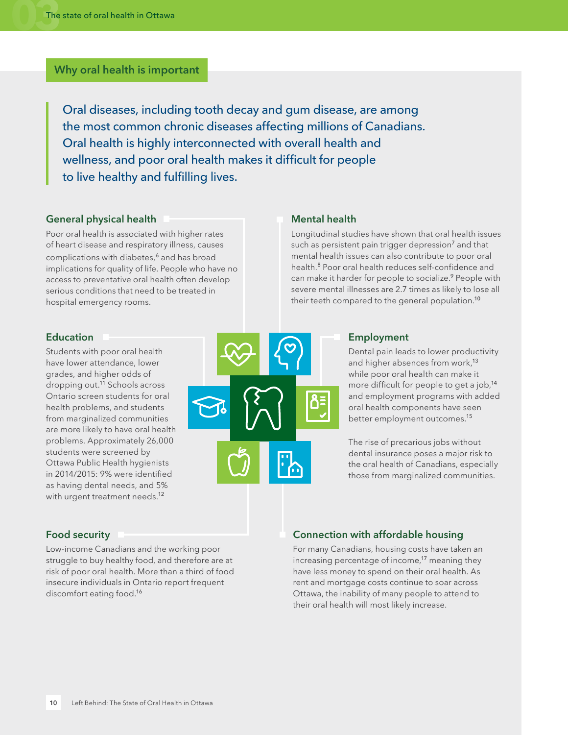## Why oral health is important

Oral diseases, including tooth decay and gum disease, are among the most common chronic diseases affecting millions of Canadians. Oral health is highly interconnected with overall health and wellness, and poor oral health makes it difficult for people to live healthy and fulfilling lives.

### General physical health

Poor oral health is associated with higher rates of heart disease and respiratory illness, causes complications with diabetes,[6] and has broad implications for quality of life. People who have no access to preventative oral health often develop serious conditions that need to be treated in hospital emergency rooms.

### Mental health

Longitudinal studies have shown that oral health issues such as persistent pain trigger depression[7] and that mental health issues can also contribute to poor oral health.[8] Poor oral health reduces self-confidence and can make it harder for people to socialize.[9] People with severe mental illnesses are 2.7 times as likely to lose all their teeth compared to the general population.[10]

### Education

Students with poor oral health have lower attendance, lower grades, and higher odds of dropping out.[11] Schools across Ontario screen students for oral health problems, and students from marginalized communities are more likely to have oral health problems. Approximately 26,000 students were screened by Ottawa Public Health hygienists in 2014/2015: 9% were identified as having dental needs, and 5% with urgent treatment needs.[12]

### Employment

Dental pain leads to lower productivity and higher absences from work,[13] while poor oral health can make it more difficult for people to get a job,[14] and employment programs with added oral health components have seen better employment outcomes.[15]

The rise of precarious jobs without dental insurance poses a major risk to the oral health of Canadians, especially those from marginalized communities.

### Food security

Low-income Canadians and the working poor struggle to buy healthy food, and therefore are at risk of poor oral health. More than a third of food insecure individuals in Ontario report frequent discomfort eating food.[16]

### Connection with affordable housing

For many Canadians, housing costs have taken an increasing percentage of income,[17] meaning they have less money to spend on their oral health. As rent and mortgage costs continue to soar across Ottawa, the inability of many people to attend to their oral health will most likely increase.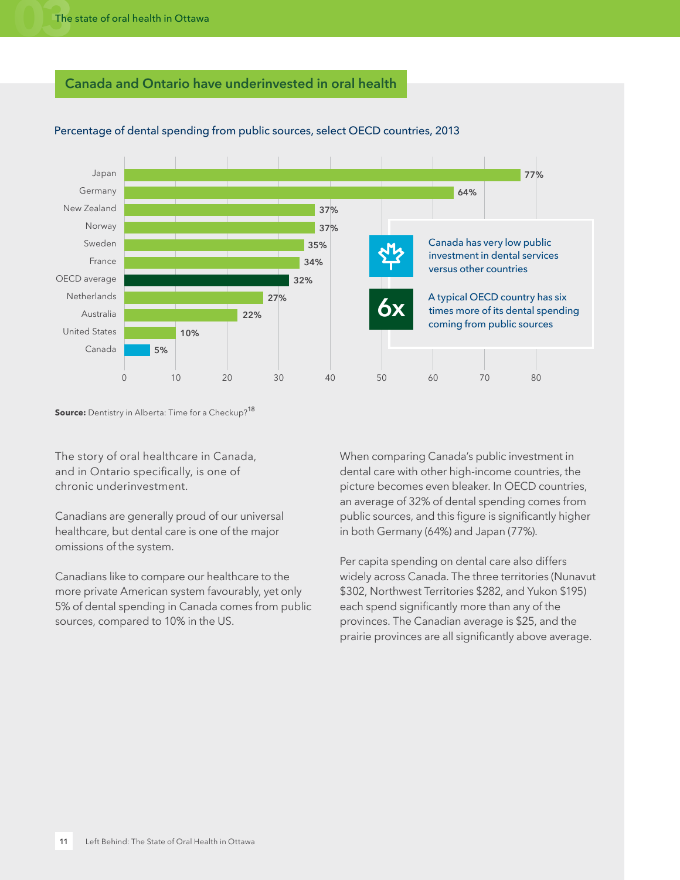## Canada and Ontario have underinvested in oral health

### Percentage of dental spending from public sources, select OECD countries, 2013

| Country | Percentage |
|---|---|
| Japan | 77% |
| Germany | 64% |
| New Zealand | 37% |
| Norway | 37% |
| Sweden | 35% |
| France | 34% |
| OECD average | 32% |
| Netherlands | 27% |
| Australia | 22% |
| United States | 10% |
| Canada | 5% |

Canada has very low public investment in dental services versus other countries

**6x** A typical OECD country has six times more of its dental spending coming from public sources

**Source:** Dentistry in Alberta: Time for a Checkup?[18]

The story of oral healthcare in Canada, and in Ontario specifically, is one of chronic underinvestment.

Canadians are generally proud of our universal healthcare, but dental care is one of the major omissions of the system.

Canadians like to compare our healthcare to the more private American system favourably, yet only 5% of dental spending in Canada comes from public sources, compared to 10% in the US.

When comparing Canada's public investment in dental care with other high-income countries, the picture becomes even bleaker. In OECD countries, an average of 32% of dental spending comes from public sources, and this figure is significantly higher in both Germany (64%) and Japan (77%).

Per capita spending on dental care also differs widely across Canada. The three territories (Nunavut $302, Northwest Territories $282, and Yukon $195) each spend significantly more than any of the provinces. The Canadian average is $25, and the prairie provinces are all significantly above average.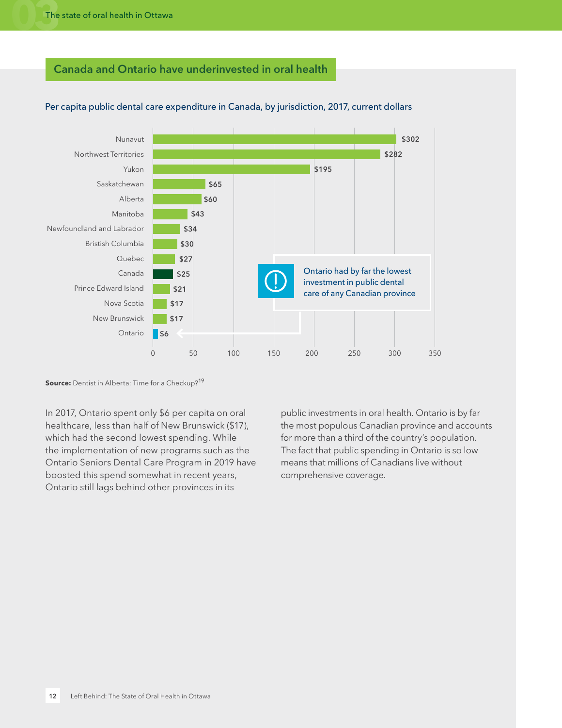## Canada and Ontario have underinvested in oral health

### Per capita public dental care expenditure in Canada, by jurisdiction, 2017, current dollars

| Jurisdiction | Expenditure |
| --- | --- |
| Nunavut | $302 |
| Northwest Territories | $282 |
| Yukon | $195 |
| Saskatchewan | $65 |
| Alberta | $60 |
| Manitoba | $43 |
| Newfoundland and Labrador | $34 |
| Bristish Columbia | $30 |
| Quebec | $27 |
| Canada | $25 |
| Prince Edward Island | $21 |
| Nova Scotia | $17 |
| New Brunswick | $17 |
| Ontario | $6 |

Ontario had by far the lowest investment in public dental care of any Canadian province

**Source:** Dentist in Alberta: Time for a Checkup?[19]

In 2017, Ontario spent only $6 per capita on oral healthcare, less than half of New Brunswick ($17), which had the second lowest spending. While the implementation of new programs such as the Ontario Seniors Dental Care Program in 2019 have boosted this spend somewhat in recent years, Ontario still lags behind other provinces in its public investments in oral health. Ontario is by far the most populous Canadian province and accounts for more than a third of the country's population. The fact that public spending in Ontario is so low means that millions of Canadians live without comprehensive coverage.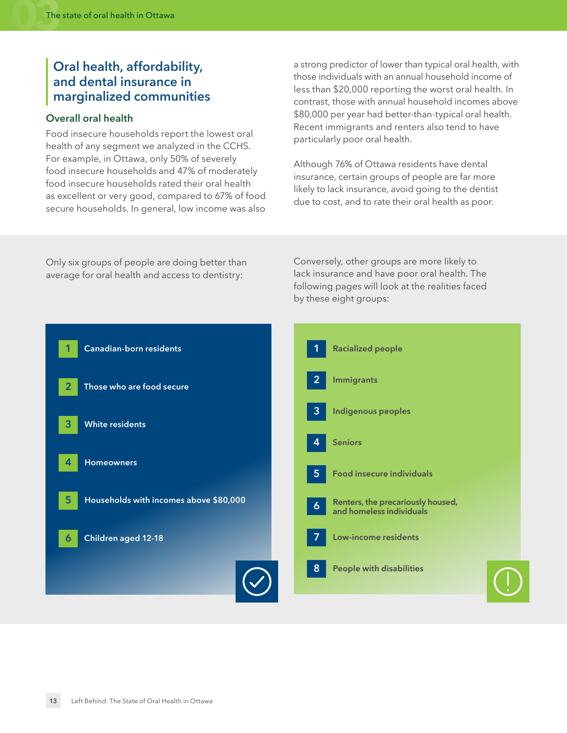## Oral health, affordability, and dental insurance in marginalized communities

### Overall oral health

Food insecure households report the lowest oral health of any segment we analyzed in the CCHS. For example, in Ottawa, only 50% of severely food insecure households and 47% of moderately food insecure households rated their oral health as excellent or very good, compared to 67% of food secure households. In general, low income was also a strong predictor of lower than typical oral health, with those individuals with an annual household income of less than $20,000 reporting the worst oral health. In contrast, those with annual household incomes above $80,000 per year had better-than-typical oral health. Recent immigrants and renters also tend to have particularly poor oral health.

Although 76% of Ottawa residents have dental insurance, certain groups of people are far more likely to lack insurance, avoid going to the dentist due to cost, and to rate their oral health as poor.

Only six groups of people are doing better than average for oral health and access to dentistry:

1. Canadian-born residents
2. Those who are food secure
3. White residents
4. Homeowners
5. Households with incomes above $80,000
6. Children aged 12-18

Conversely, other groups are more likely to lack insurance and have poor oral health. The following pages will look at the realities faced by these eight groups:

1. Racialized people
2. Immigrants
3. Indigenous peoples
4. Seniors
5. Food insecure individuals
6. Renters, the precariously housed, and homeless individuals
7. Low-income residents
8. People with disabilities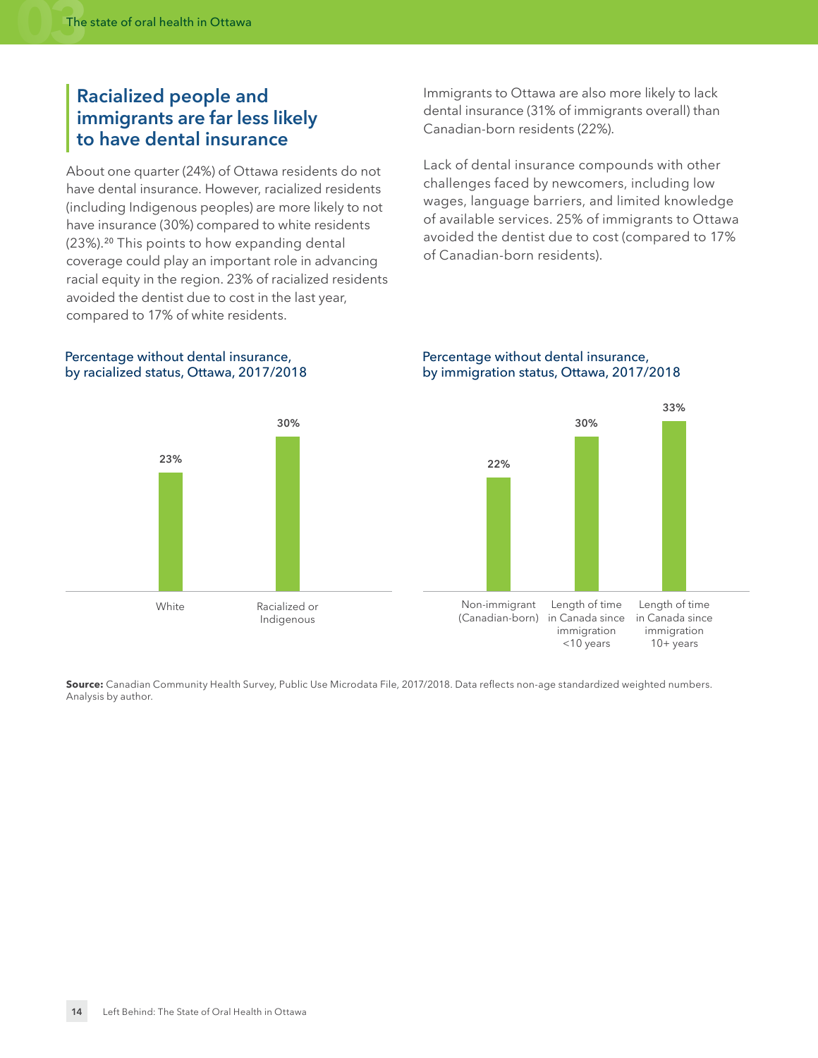## Racialized people and immigrants are far less likely to have dental insurance

About one quarter (24%) of Ottawa residents do not have dental insurance. However, racialized residents (including Indigenous peoples) are more likely to not have insurance (30%) compared to white residents (23%).[20] This points to how expanding dental coverage could play an important role in advancing racial equity in the region. 23% of racialized residents avoided the dentist due to cost in the last year, compared to 17% of white residents.

Immigrants to Ottawa are also more likely to lack dental insurance (31% of immigrants overall) than Canadian-born residents (22%).

Lack of dental insurance compounds with other challenges faced by newcomers, including low wages, language barriers, and limited knowledge of available services. 25% of immigrants to Ottawa avoided the dentist due to cost (compared to 17% of Canadian-born residents).

**Percentage without dental insurance, by racialized status, Ottawa, 2017/2018**

| Status | Percentage |
| --- | --- |
| White | 23% |
| Racialized or Indigenous | 30% |

**Percentage without dental insurance, by immigration status, Ottawa, 2017/2018**

| Status | Percentage |
| --- | --- |
| Non-immigrant (Canadian-born) | 22% |
| Length of time in Canada since immigration <10 years | 30% |
| Length of time in Canada since immigration 10+ years | 33% |

**Source:** Canadian Community Health Survey, Public Use Microdata File, 2017/2018. Data reflects non-age standardized weighted numbers. Analysis by author.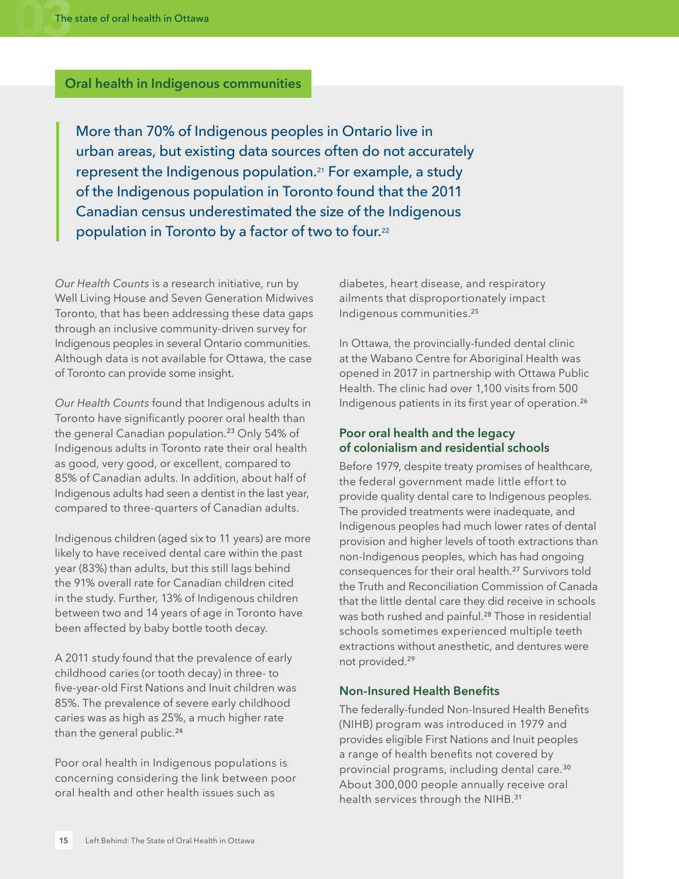## Oral health in Indigenous communities

> More than 70% of Indigenous peoples in Ontario live in urban areas, but existing data sources often do not accurately represent the Indigenous population.[21] For example, a study of the Indigenous population in Toronto found that the 2011 Canadian census underestimated the size of the Indigenous population in Toronto by a factor of two to four.[22]

*Our Health Counts* is a research initiative, run by Well Living House and Seven Generation Midwives Toronto, that has been addressing these data gaps through an inclusive community-driven survey for Indigenous peoples in several Ontario communities. Although data is not available for Ottawa, the case of Toronto can provide some insight.

*Our Health Counts* found that Indigenous adults in Toronto have significantly poorer oral health than the general Canadian population.[23] Only 54% of Indigenous adults in Toronto rate their oral health as good, very good, or excellent, compared to 85% of Canadian adults. In addition, about half of Indigenous adults had seen a dentist in the last year, compared to three-quarters of Canadian adults.

Indigenous children (aged six to 11 years) are more likely to have received dental care within the past year (83%) than adults, but this still lags behind the 91% overall rate for Canadian children cited in the study. Further, 13% of Indigenous children between two and 14 years of age in Toronto have been affected by baby bottle tooth decay.

A 2011 study found that the prevalence of early childhood caries (or tooth decay) in three- to five-year-old First Nations and Inuit children was 85%. The prevalence of severe early childhood caries was as high as 25%, a much higher rate than the general public.[24]

Poor oral health in Indigenous populations is concerning considering the link between poor oral health and other health issues such as diabetes, heart disease, and respiratory ailments that disproportionately impact Indigenous communities.[25]

In Ottawa, the provincially-funded dental clinic at the Wabano Centre for Aboriginal Health was opened in 2017 in partnership with Ottawa Public Health. The clinic had over 1,100 visits from 500 Indigenous patients in its first year of operation.[26]

### Poor oral health and the legacy of colonialism and residential schools

Before 1979, despite treaty promises of healthcare, the federal government made little effort to provide quality dental care to Indigenous peoples. The provided treatments were inadequate, and Indigenous peoples had much lower rates of dental provision and higher levels of tooth extractions than non-Indigenous peoples, which has had ongoing consequences for their oral health.[27] Survivors told the Truth and Reconciliation Commission of Canada that the little dental care they did receive in schools was both rushed and painful.[28] Those in residential schools sometimes experienced multiple teeth extractions without anesthetic, and dentures were not provided.[29]

### Non-Insured Health Benefits

The federally-funded Non-Insured Health Benefits (NIHB) program was introduced in 1979 and provides eligible First Nations and Inuit peoples a range of health benefits not covered by provincial programs, including dental care.[30] About 300,000 people annually receive oral health services through the NIHB.[31]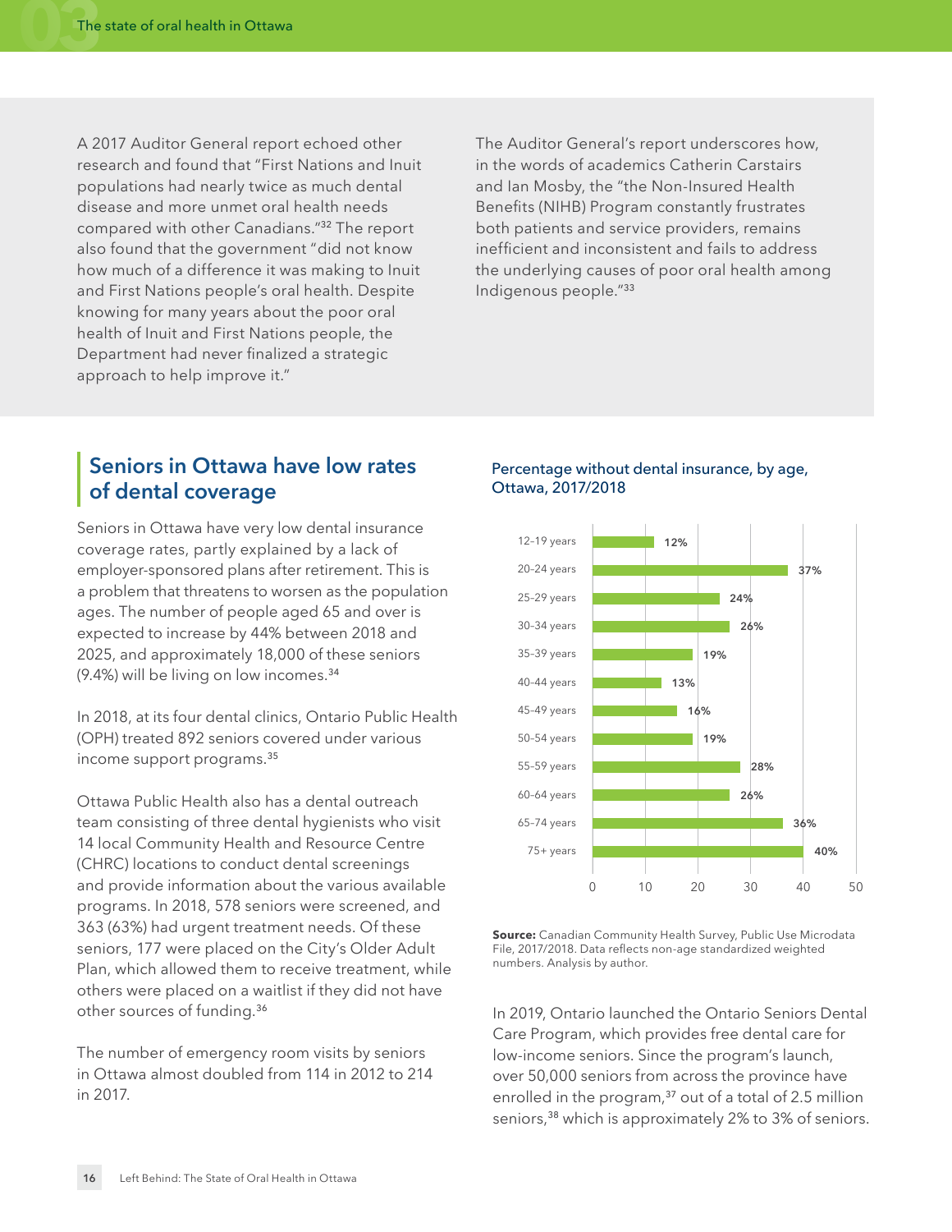A 2017 Auditor General report echoed other research and found that "First Nations and Inuit populations had nearly twice as much dental disease and more unmet oral health needs compared with other Canadians."[32] The report also found that the government "did not know how much of a difference it was making to Inuit and First Nations people's oral health. Despite knowing for many years about the poor oral health of Inuit and First Nations people, the Department had never finalized a strategic approach to help improve it."

The Auditor General's report underscores how, in the words of academics Catherin Carstairs and Ian Mosby, the "the Non-Insured Health Benefits (NIHB) Program constantly frustrates both patients and service providers, remains inefficient and inconsistent and fails to address the underlying causes of poor oral health among Indigenous people."[33]

## Seniors in Ottawa have low rates of dental coverage

Seniors in Ottawa have very low dental insurance coverage rates, partly explained by a lack of employer-sponsored plans after retirement. This is a problem that threatens to worsen as the population ages. The number of people aged 65 and over is expected to increase by 44% between 2018 and 2025, and approximately 18,000 of these seniors (9.4%) will be living on low incomes.[34]

In 2018, at its four dental clinics, Ontario Public Health (OPH) treated 892 seniors covered under various income support programs.[35]

Ottawa Public Health also has a dental outreach team consisting of three dental hygienists who visit 14 local Community Health and Resource Centre (CHRC) locations to conduct dental screenings and provide information about the various available programs. In 2018, 578 seniors were screened, and 363 (63%) had urgent treatment needs. Of these seniors, 177 were placed on the City's Older Adult Plan, which allowed them to receive treatment, while others were placed on a waitlist if they did not have other sources of funding.[36]

The number of emergency room visits by seniors in Ottawa almost doubled from 114 in 2012 to 214 in 2017.

**Percentage without dental insurance, by age, Ottawa, 2017/2018**

| Age | Percentage without dental insurance |
|---|---|
| 12-19 years | 12% |
| 20-24 years | 37% |
| 25-29 years | 24% |
| 30-34 years | 26% |
| 35-39 years | 19% |
| 40-44 years | 13% |
| 45-49 years | 16% |
| 50-54 years | 19% |
| 55-59 years | 28% |
| 60-64 years | 26% |
| 65-74 years | 36% |
| 75+ years | 40% |

**Source:** Canadian Community Health Survey, Public Use Microdata File, 2017/2018. Data reflects non-age standardized weighted numbers. Analysis by author.

In 2019, Ontario launched the Ontario Seniors Dental Care Program, which provides free dental care for low-income seniors. Since the program's launch, over 50,000 seniors from across the province have enrolled in the program,[37] out of a total of 2.5 million seniors,[38] which is approximately 2% to 3% of seniors.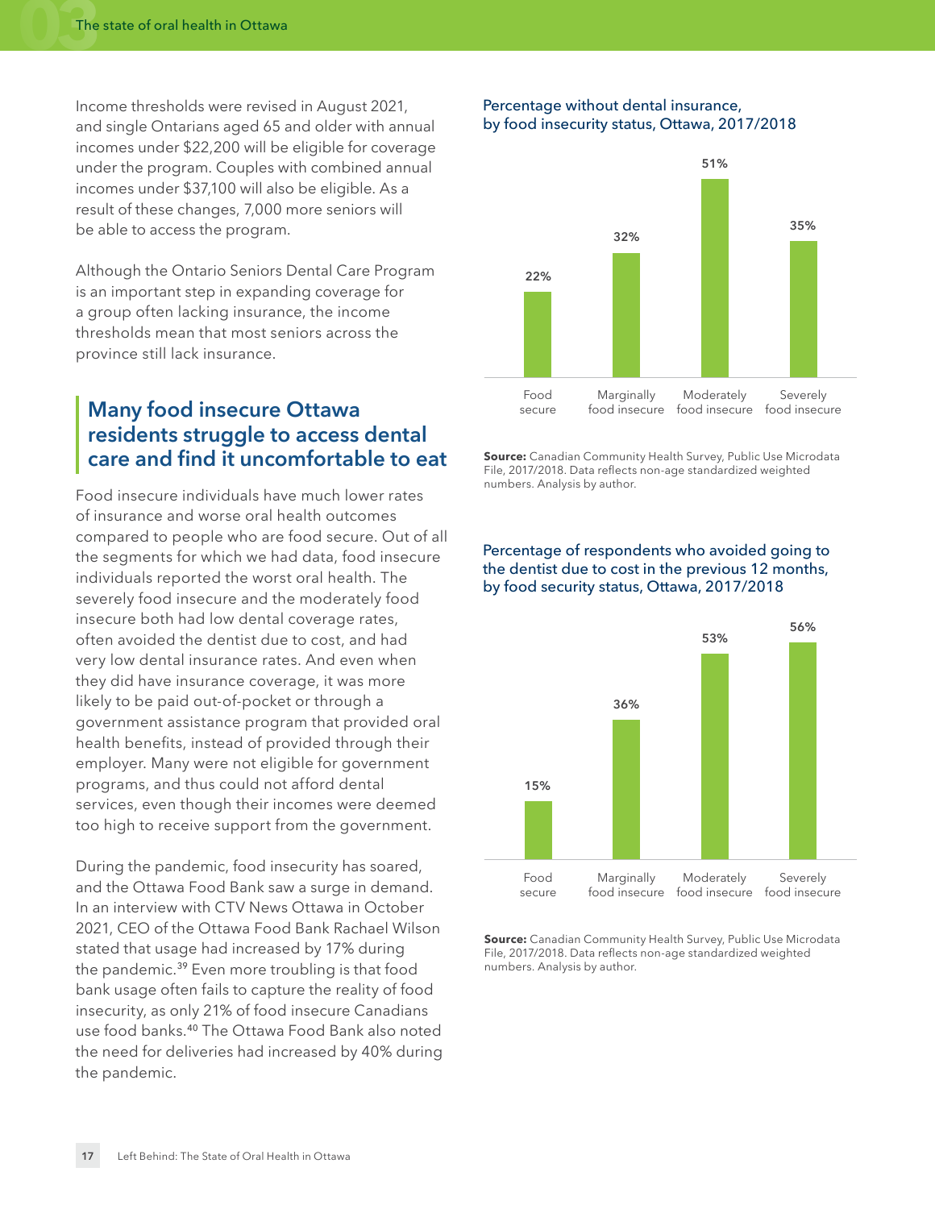Income thresholds were revised in August 2021, and single Ontarians aged 65 and older with annual incomes under $22,200 will be eligible for coverage under the program. Couples with combined annual incomes under $37,100 will also be eligible. As a result of these changes, 7,000 more seniors will be able to access the program.

Although the Ontario Seniors Dental Care Program is an important step in expanding coverage for a group often lacking insurance, the income thresholds mean that most seniors across the province still lack insurance.

## Many food insecure Ottawa residents struggle to access dental care and find it uncomfortable to eat

Food insecure individuals have much lower rates of insurance and worse oral health outcomes compared to people who are food secure. Out of all the segments for which we had data, food insecure individuals reported the worst oral health. The severely food insecure and the moderately food insecure both had low dental coverage rates, often avoided the dentist due to cost, and had very low dental insurance rates. And even when they did have insurance coverage, it was more likely to be paid out-of-pocket or through a government assistance program that provided oral health benefits, instead of provided through their employer. Many were not eligible for government programs, and thus could not afford dental services, even though their incomes were deemed too high to receive support from the government.

During the pandemic, food insecurity has soared, and the Ottawa Food Bank saw a surge in demand. In an interview with CTV News Ottawa in October 2021, CEO of the Ottawa Food Bank Rachael Wilson stated that usage had increased by 17% during the pandemic.[39] Even more troubling is that food bank usage often fails to capture the reality of food insecurity, as only 21% of food insecure Canadians use food banks.[40] The Ottawa Food Bank also noted the need for deliveries had increased by 40% during the pandemic.

### Percentage without dental insurance, by food insecurity status, Ottawa, 2017/2018

| Food security status | Percentage without dental insurance |
|---|---|
| Food secure | 22% |
| Marginally food insecure | 32% |
| Moderately food insecure | 51% |
| Severely food insecure | 35% |

**Source:** Canadian Community Health Survey, Public Use Microdata File, 2017/2018. Data reflects non-age standardized weighted numbers. Analysis by author.

### Percentage of respondents who avoided going to the dentist due to cost in the previous 12 months, by food security status, Ottawa, 2017/2018

| Food security status | Percentage who avoided dentist due to cost |
|---|---|
| Food secure | 15% |
| Marginally food insecure | 36% |
| Moderately food insecure | 53% |
| Severely food insecure | 56% |

**Source:** Canadian Community Health Survey, Public Use Microdata File, 2017/2018. Data reflects non-age standardized weighted numbers. Analysis by author.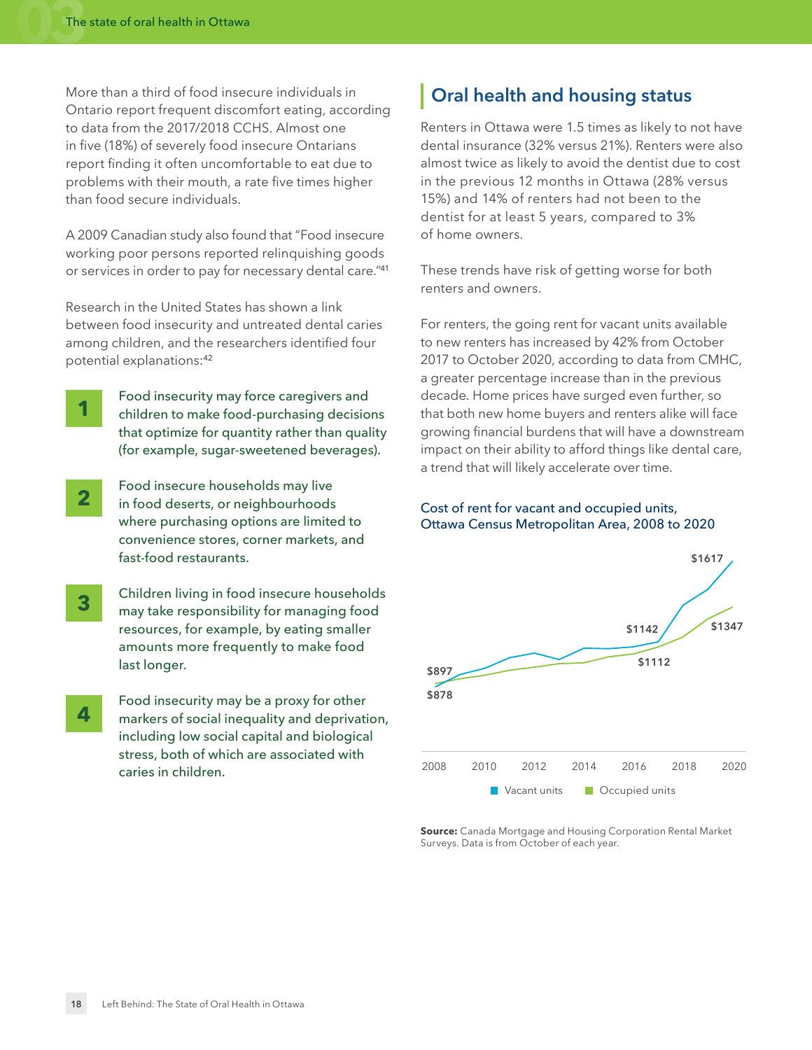More than a third of food insecure individuals in Ontario report frequent discomfort eating, according to data from the 2017/2018 CCHS. Almost one in five (18%) of severely food insecure Ontarians report finding it often uncomfortable to eat due to problems with their mouth, a rate five times higher than food secure individuals.

A 2009 Canadian study also found that "Food insecure working poor persons reported relinquishing goods or services in order to pay for necessary dental care."[41]

Research in the United States has shown a link between food insecurity and untreated dental caries among children, and the researchers identified four potential explanations:[42]

1. Food insecurity may force caregivers and children to make food-purchasing decisions that optimize for quantity rather than quality (for example, sugar-sweetened beverages).
2. Food insecure households may live in food deserts, or neighbourhoods where purchasing options are limited to convenience stores, corner markets, and fast-food restaurants.
3. Children living in food insecure households may take responsibility for managing food resources, for example, by eating smaller amounts more frequently to make food last longer.
4. Food insecurity may be a proxy for other markers of social inequality and deprivation, including low social capital and biological stress, both of which are associated with caries in children.

## Oral health and housing status

Renters in Ottawa were 1.5 times as likely to not have dental insurance (32% versus 21%). Renters were also almost twice as likely to avoid the dentist due to cost in the previous 12 months in Ottawa (28% versus 15%) and 14% of renters had not been to the dentist for at least 5 years, compared to 3% of home owners.

These trends have risk of getting worse for both renters and owners.

For renters, the going rent for vacant units available to new renters has increased by 42% from October 2017 to October 2020, according to data from CMHC, a greater percentage increase than in the previous decade. Home prices have surged even further, so that both new home buyers and renters alike will face growing financial burdens that will have a downstream impact on their ability to afford things like dental care, a trend that will likely accelerate over time.

**Cost of rent for vacant and occupied units, Ottawa Census Metropolitan Area, 2008 to 2020**

| Year | Vacant units | Occupied units |
|---|---|---|
| 2008 | $878 | $897 |
| 2017 | $1142 | $1112 |
| 2020 | $1617 | $1347 |

**Source:** Canada Mortgage and Housing Corporation Rental Market Surveys. Data is from October of each year.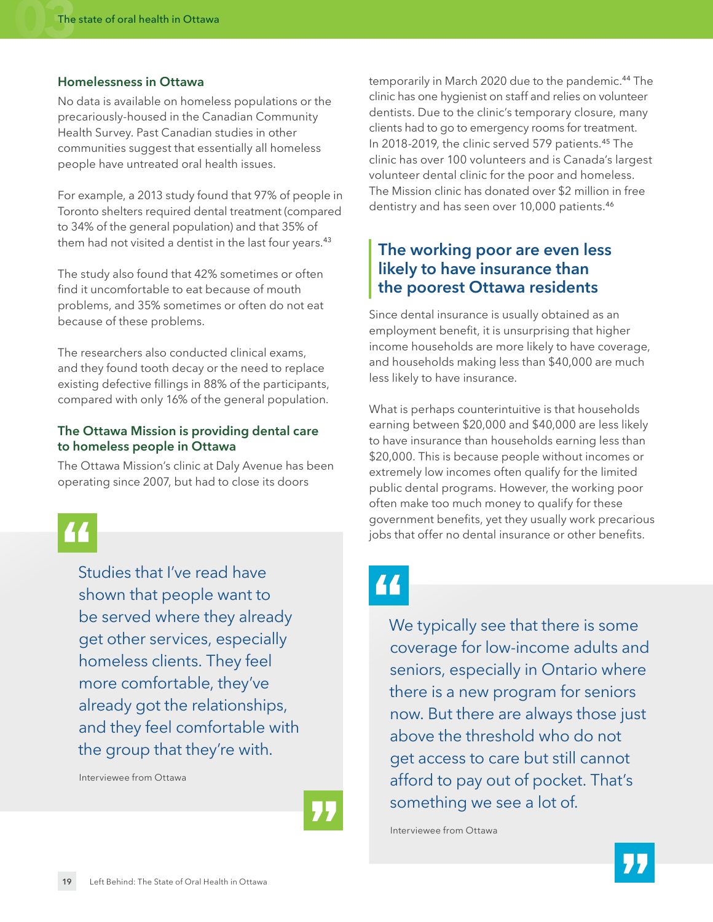### Homelessness in Ottawa

No data is available on homeless populations or the precariously-housed in the Canadian Community Health Survey. Past Canadian studies in other communities suggest that essentially all homeless people have untreated oral health issues.

For example, a 2013 study found that 97% of people in Toronto shelters required dental treatment (compared to 34% of the general population) and that 35% of them had not visited a dentist in the last four years.[43]

The study also found that 42% sometimes or often find it uncomfortable to eat because of mouth problems, and 35% sometimes or often do not eat because of these problems.

The researchers also conducted clinical exams, and they found tooth decay or the need to replace existing defective fillings in 88% of the participants, compared with only 16% of the general population.

### The Ottawa Mission is providing dental care to homeless people in Ottawa

The Ottawa Mission's clinic at Daly Avenue has been operating since 2007, but had to close its doors temporarily in March 2020 due to the pandemic.[44] The clinic has one hygienist on staff and relies on volunteer dentists. Due to the clinic's temporary closure, many clients had to go to emergency rooms for treatment. In 2018-2019, the clinic served 579 patients.[45] The clinic has over 100 volunteers and is Canada's largest volunteer dental clinic for the poor and homeless. The Mission clinic has donated over $2 million in free dentistry and has seen over 10,000 patients.[46]

> Studies that I've read have shown that people want to be served where they already get other services, especially homeless clients. They feel more comfortable, they've already got the relationships, and they feel comfortable with the group that they're with.
>
> Interviewee from Ottawa

## The working poor are even less likely to have insurance than the poorest Ottawa residents

Since dental insurance is usually obtained as an employment benefit, it is unsurprising that higher income households are more likely to have coverage, and households making less than $40,000 are much less likely to have insurance.

What is perhaps counterintuitive is that households earning between $20,000 and $40,000 are less likely to have insurance than households earning less than $20,000. This is because people without incomes or extremely low incomes often qualify for the limited public dental programs. However, the working poor often make too much money to qualify for these government benefits, yet they usually work precarious jobs that offer no dental insurance or other benefits.

> We typically see that there is some coverage for low-income adults and seniors, especially in Ontario where there is a new program for seniors now. But there are always those just above the threshold who do not get access to care but still cannot afford to pay out of pocket. That's something we see a lot of.
>
> Interviewee from Ottawa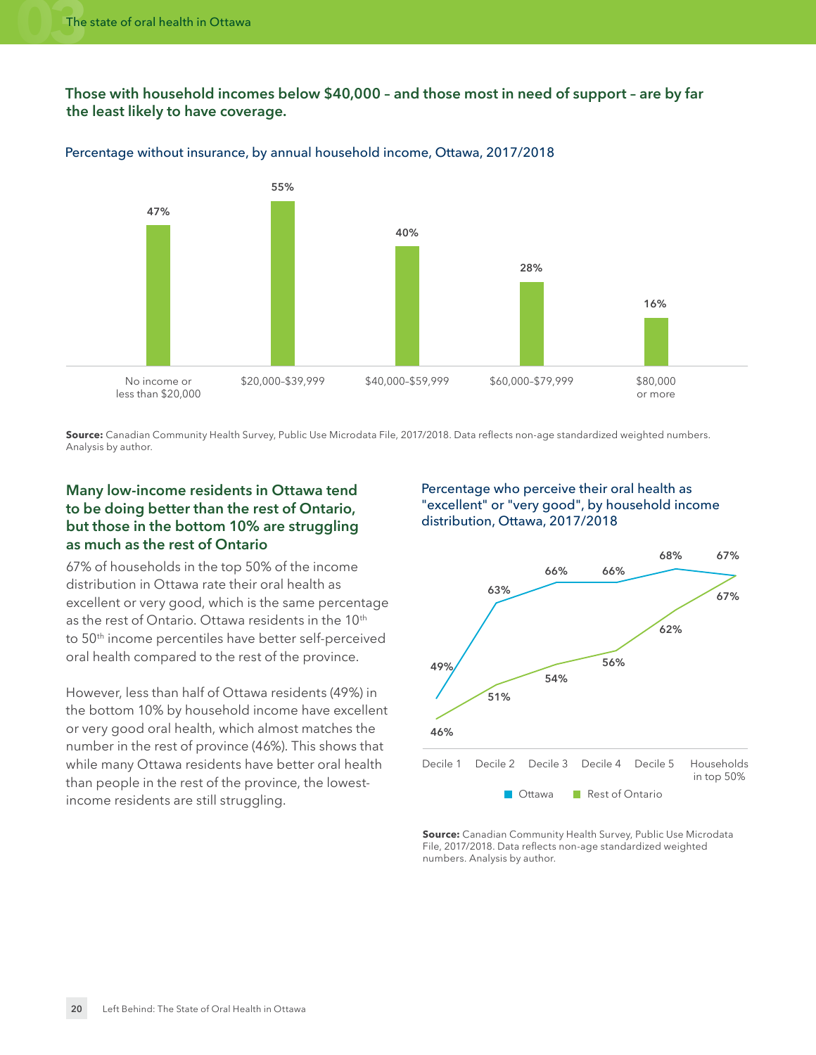## Those with household incomes below $40,000 – and those most in need of support – are by far the least likely to have coverage.

Percentage without insurance, by annual household income, Ottawa, 2017/2018

| Annual household income | Percentage without insurance |
|---|---|
| No income or less than $20,000 | 47% |
| $20,000–$39,999 | 55% |
| $40,000–$59,999 | 40% |
| $60,000–$79,999 | 28% |
| $80,000 or more | 16% |

**Source:** Canadian Community Health Survey, Public Use Microdata File, 2017/2018. Data reflects non-age standardized weighted numbers. Analysis by author.

## Many low-income residents in Ottawa tend to be doing better than the rest of Ontario, but those in the bottom 10% are struggling as much as the rest of Ontario

67% of households in the top 50% of the income distribution in Ottawa rate their oral health as excellent or very good, which is the same percentage as the rest of Ontario. Ottawa residents in the 10th to 50th income percentiles have better self-perceived oral health compared to the rest of the province.

However, less than half of Ottawa residents (49%) in the bottom 10% by household income have excellent or very good oral health, which almost matches the number in the rest of province (46%). This shows that while many Ottawa residents have better oral health than people in the rest of the province, the lowest-income residents are still struggling.

Percentage who perceive their oral health as "excellent" or "very good", by household income distribution, Ottawa, 2017/2018

| Household income distribution | Ottawa | Rest of Ontario |
|---|---|---|
| Decile 1 | 49% | 46% |
| Decile 2 | 63% | 51% |
| Decile 3 | 66% | 54% |
| Decile 4 | 66% | 56% |
| Decile 5 | 68% | 62% |
| Households in top 50% | 67% | 67% |

**Source:** Canadian Community Health Survey, Public Use Microdata File, 2017/2018. Data reflects non-age standardized weighted numbers. Analysis by author.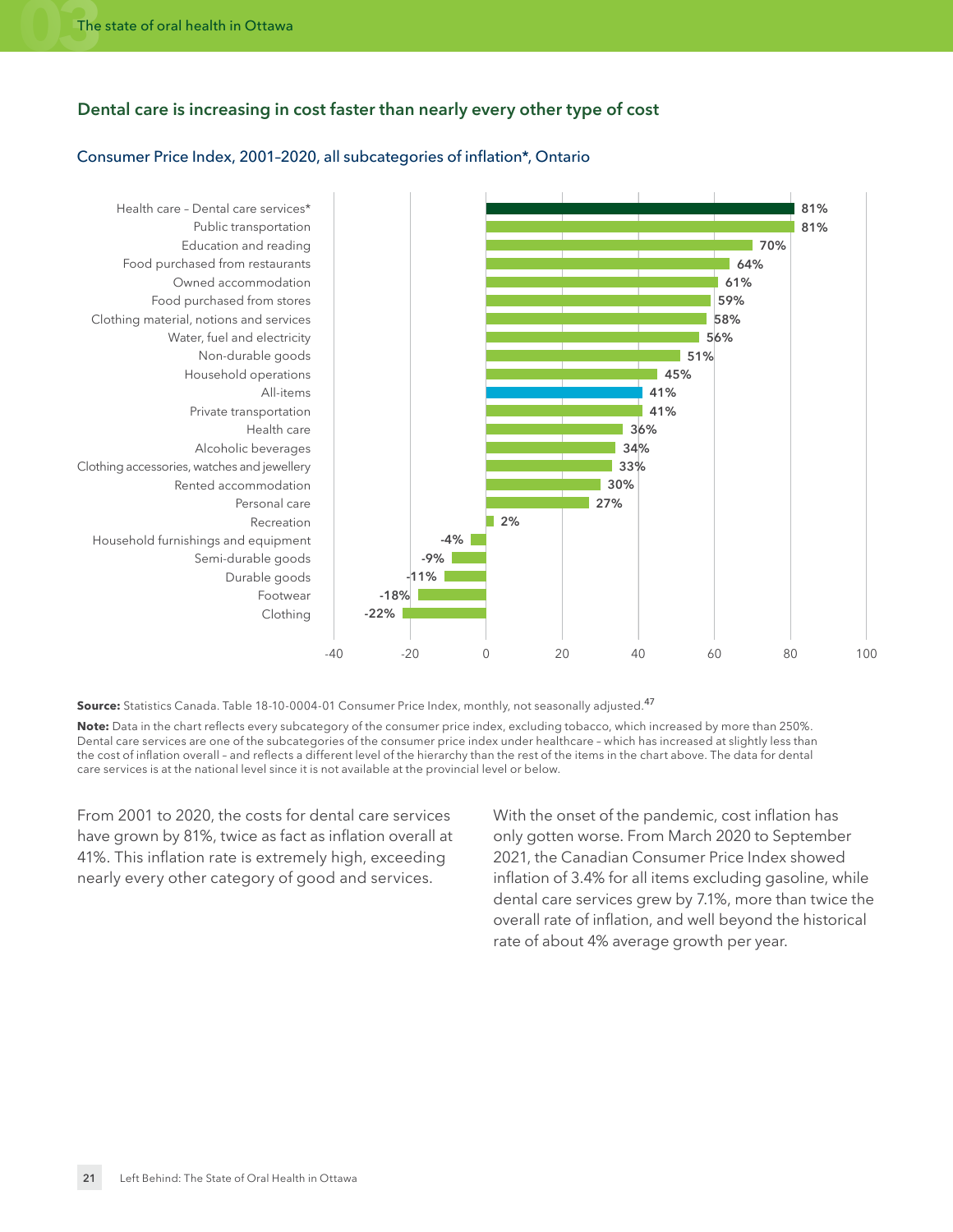## Dental care is increasing in cost faster than nearly every other type of cost

### Consumer Price Index, 2001–2020, all subcategories of inflation*, Ontario

| Category | Change |
|---|---|
| Health care – Dental care services* | 81% |
| Public transportation | 81% |
| Education and reading | 70% |
| Food purchased from restaurants | 64% |
| Owned accommodation | 61% |
| Food purchased from stores | 59% |
| Clothing material, notions and services | 58% |
| Water, fuel and electricity | 56% |
| Non-durable goods | 51% |
| Household operations | 45% |
| All-items | 41% |
| Private transportation | 41% |
| Health care | 36% |
| Alcoholic beverages | 34% |
| Clothing accessories, watches and jewellery | 33% |
| Rented accommodation | 30% |
| Personal care | 27% |
| Recreation | 2% |
| Household furnishings and equipment | -4% |
| Semi-durable goods | -9% |
| Durable goods | -11% |
| Footwear | -18% |
| Clothing | -22% |

**Source:** Statistics Canada. Table 18-10-0004-01 Consumer Price Index, monthly, not seasonally adjusted.[47]

**Note:** Data in the chart reflects every subcategory of the consumer price index, excluding tobacco, which increased by more than 250%. Dental care services are one of the subcategories of the consumer price index under healthcare – which has increased at slightly less than the cost of inflation overall – and reflects a different level of the hierarchy than the rest of the items in the chart above. The data for dental care services is at the national level since it is not available at the provincial level or below.

From 2001 to 2020, the costs for dental care services have grown by 81%, twice as fact as inflation overall at 41%. This inflation rate is extremely high, exceeding nearly every other category of good and services.

With the onset of the pandemic, cost inflation has only gotten worse. From March 2020 to September 2021, the Canadian Consumer Price Index showed inflation of 3.4% for all items excluding gasoline, while dental care services grew by 7.1%, more than twice the overall rate of inflation, and well beyond the historical rate of about 4% average growth per year.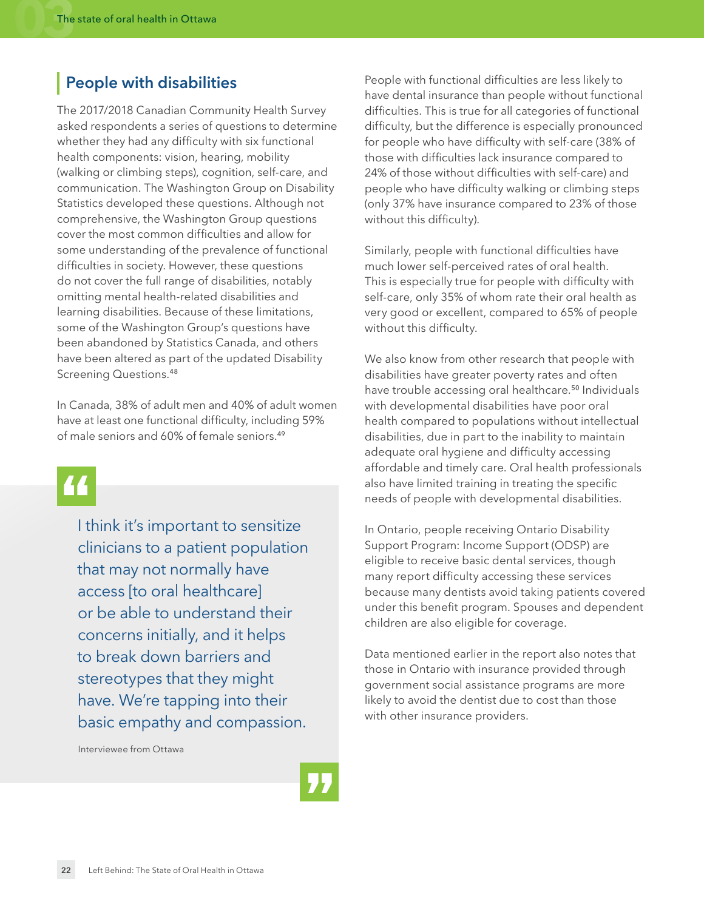## People with disabilities

The 2017/2018 Canadian Community Health Survey asked respondents a series of questions to determine whether they had any difficulty with six functional health components: vision, hearing, mobility (walking or climbing steps), cognition, self-care, and communication. The Washington Group on Disability Statistics developed these questions. Although not comprehensive, the Washington Group questions cover the most common difficulties and allow for some understanding of the prevalence of functional difficulties in society. However, these questions do not cover the full range of disabilities, notably omitting mental health-related disabilities and learning disabilities. Because of these limitations, some of the Washington Group's questions have been abandoned by Statistics Canada, and others have been altered as part of the updated Disability Screening Questions.[48]

In Canada, 38% of adult men and 40% of adult women have at least one functional difficulty, including 59% of male seniors and 60% of female seniors.[49]

> I think it's important to sensitize clinicians to a patient population that may not normally have access [to oral healthcare] or be able to understand their concerns initially, and it helps to break down barriers and stereotypes that they might have. We're tapping into their basic empathy and compassion.
>
> Interviewee from Ottawa

People with functional difficulties are less likely to have dental insurance than people without functional difficulties. This is true for all categories of functional difficulty, but the difference is especially pronounced for people who have difficulty with self-care (38% of those with difficulties lack insurance compared to 24% of those without difficulties with self-care) and people who have difficulty walking or climbing steps (only 37% have insurance compared to 23% of those without this difficulty).

Similarly, people with functional difficulties have much lower self-perceived rates of oral health. This is especially true for people with difficulty with self-care, only 35% of whom rate their oral health as very good or excellent, compared to 65% of people without this difficulty.

We also know from other research that people with disabilities have greater poverty rates and often have trouble accessing oral healthcare.[50] Individuals with developmental disabilities have poor oral health compared to populations without intellectual disabilities, due in part to the inability to maintain adequate oral hygiene and difficulty accessing affordable and timely care. Oral health professionals also have limited training in treating the specific needs of people with developmental disabilities.

In Ontario, people receiving Ontario Disability Support Program: Income Support (ODSP) are eligible to receive basic dental services, though many report difficulty accessing these services because many dentists avoid taking patients covered under this benefit program. Spouses and dependent children are also eligible for coverage.

Data mentioned earlier in the report also notes that those in Ontario with insurance provided through government social assistance programs are more likely to avoid the dentist due to cost than those with other insurance providers.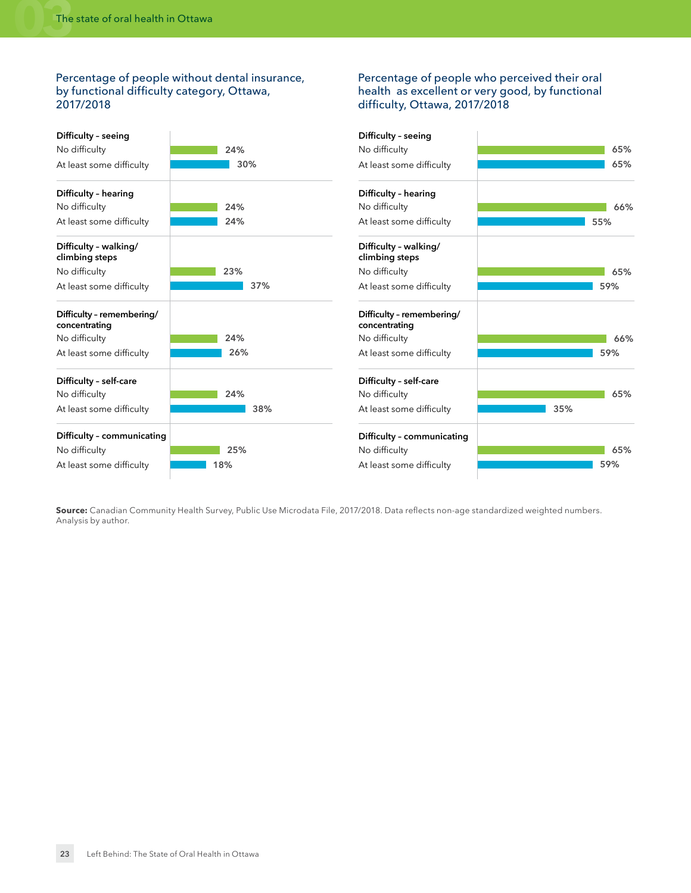### Percentage of people without dental insurance, by functional difficulty category, Ottawa, 2017/2018

| Category | Percentage |
|---|---|
| **Difficulty – seeing** | |
| No difficulty | 24% |
| At least some difficulty | 30% |
| **Difficulty – hearing** | |
| No difficulty | 24% |
| At least some difficulty | 24% |
| **Difficulty – walking/ climbing steps** | |
| No difficulty | 23% |
| At least some difficulty | 37% |
| **Difficulty – remembering/ concentrating** | |
| No difficulty | 24% |
| At least some difficulty | 26% |
| **Difficulty – self-care** | |
| No difficulty | 24% |
| At least some difficulty | 38% |
| **Difficulty – communicating** | |
| No difficulty | 25% |
| At least some difficulty | 18% |

### Percentage of people who perceived their oral health as excellent or very good, by functional difficulty, Ottawa, 2017/2018

| Category | Percentage |
|---|---|
| **Difficulty – seeing** | |
| No difficulty | 65% |
| At least some difficulty | 65% |
| **Difficulty – hearing** | |
| No difficulty | 66% |
| At least some difficulty | 55% |
| **Difficulty – walking/ climbing steps** | |
| No difficulty | 65% |
| At least some difficulty | 59% |
| **Difficulty – remembering/ concentrating** | |
| No difficulty | 66% |
| At least some difficulty | 59% |
| **Difficulty – self-care** | |
| No difficulty | 65% |
| At least some difficulty | 35% |
| **Difficulty – communicating** | |
| No difficulty | 65% |
| At least some difficulty | 59% |

**Source:** Canadian Community Health Survey, Public Use Microdata File, 2017/2018. Data reflects non-age standardized weighted numbers. Analysis by author.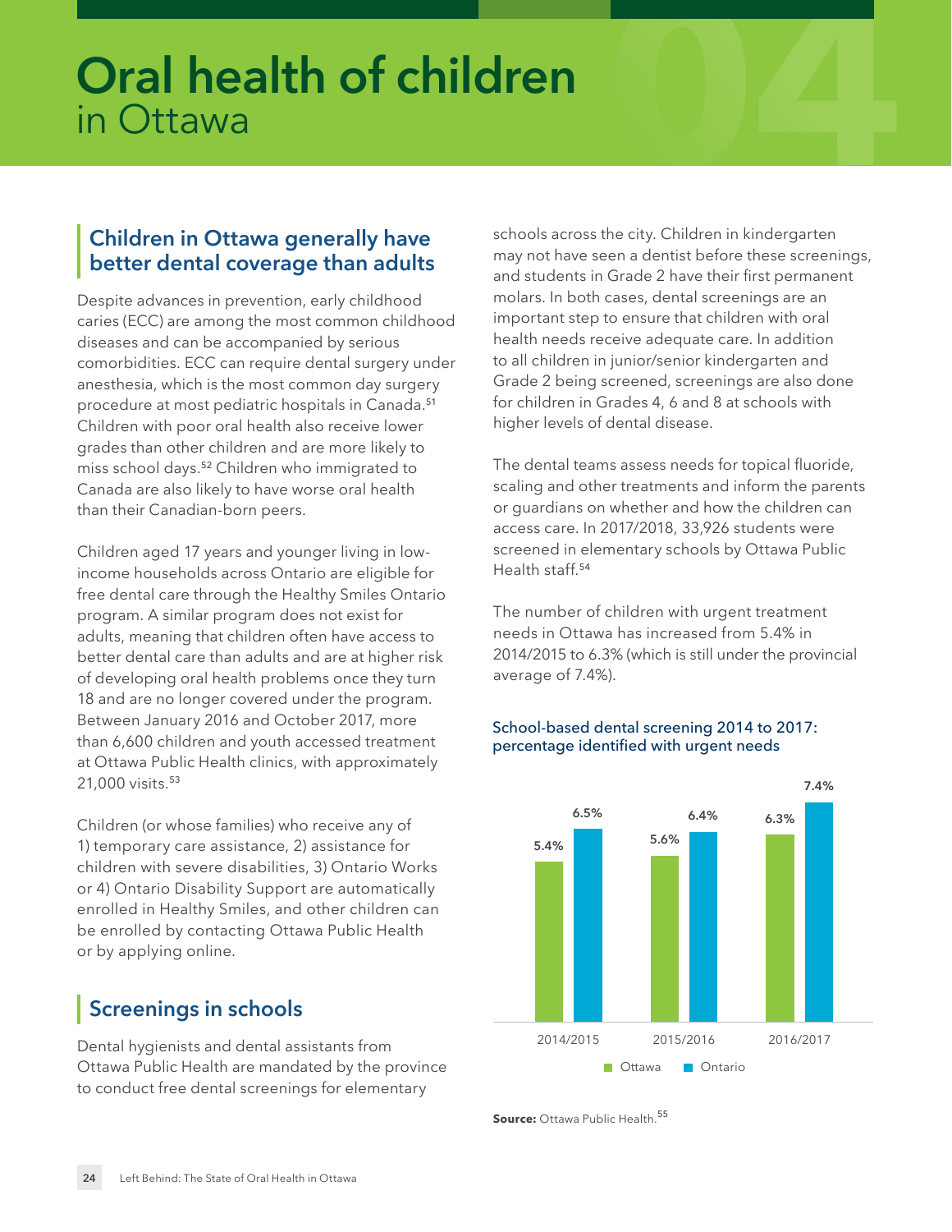# Oral health of children in Ottawa

## Children in Ottawa generally have better dental coverage than adults

Despite advances in prevention, early childhood caries (ECC) are among the most common childhood diseases and can be accompanied by serious comorbidities. ECC can require dental surgery under anesthesia, which is the most common day surgery procedure at most pediatric hospitals in Canada.[51] Children with poor oral health also receive lower grades than other children and are more likely to miss school days.[52] Children who immigrated to Canada are also likely to have worse oral health than their Canadian-born peers.

Children aged 17 years and younger living in low-income households across Ontario are eligible for free dental care through the Healthy Smiles Ontario program. A similar program does not exist for adults, meaning that children often have access to better dental care than adults and are at higher risk of developing oral health problems once they turn 18 and are no longer covered under the program. Between January 2016 and October 2017, more than 6,600 children and youth accessed treatment at Ottawa Public Health clinics, with approximately 21,000 visits.[53]

Children (or whose families) who receive any of 1) temporary care assistance, 2) assistance for children with severe disabilities, 3) Ontario Works or 4) Ontario Disability Support are automatically enrolled in Healthy Smiles, and other children can be enrolled by contacting Ottawa Public Health or by applying online.

## Screenings in schools

Dental hygienists and dental assistants from Ottawa Public Health are mandated by the province to conduct free dental screenings for elementary schools across the city. Children in kindergarten may not have seen a dentist before these screenings, and students in Grade 2 have their first permanent molars. In both cases, dental screenings are an important step to ensure that children with oral health needs receive adequate care. In addition to all children in junior/senior kindergarten and Grade 2 being screened, screenings are also done for children in Grades 4, 6 and 8 at schools with higher levels of dental disease.

The dental teams assess needs for topical fluoride, scaling and other treatments and inform the parents or guardians on whether and how the children can access care. In 2017/2018, 33,926 students were screened in elementary schools by Ottawa Public Health staff.[54]

The number of children with urgent treatment needs in Ottawa has increased from 5.4% in 2014/2015 to 6.3% (which is still under the provincial average of 7.4%).

**School-based dental screening 2014 to 2017: percentage identified with urgent needs**

| Year | Ottawa | Ontario |
|---|---|---|
| 2014/2015 | 5.4% | 6.5% |
| 2015/2016 | 5.6% | 6.4% |
| 2016/2017 | 6.3% | 7.4% |

**Source:** Ottawa Public Health.[55]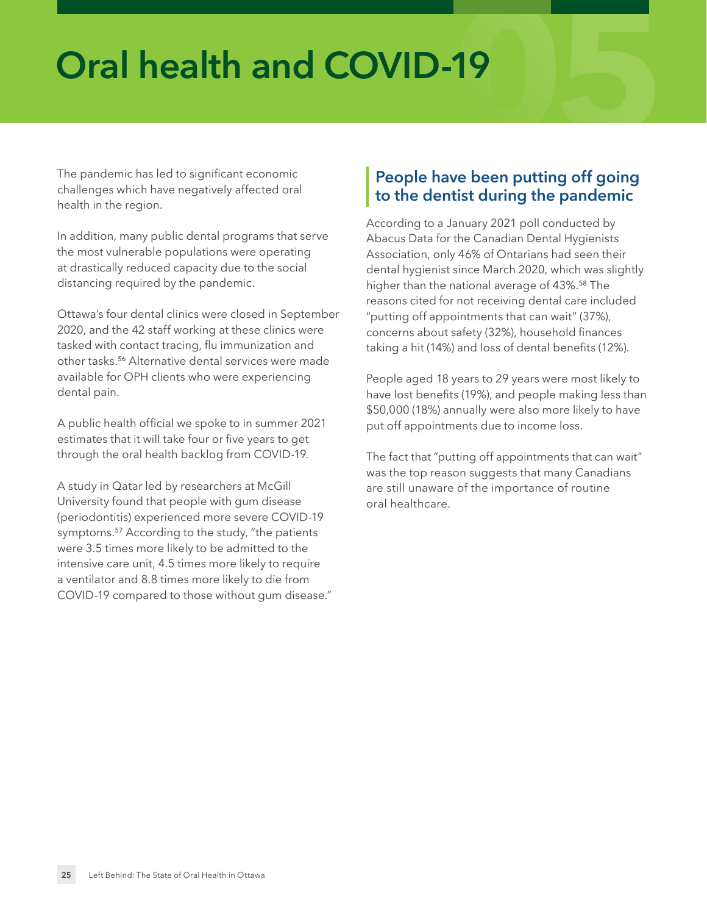# Oral health and COVID-19

The pandemic has led to significant economic challenges which have negatively affected oral health in the region.

In addition, many public dental programs that serve the most vulnerable populations were operating at drastically reduced capacity due to the social distancing required by the pandemic.

Ottawa's four dental clinics were closed in September 2020, and the 42 staff working at these clinics were tasked with contact tracing, flu immunization and other tasks.[56] Alternative dental services were made available for OPH clients who were experiencing dental pain.

A public health official we spoke to in summer 2021 estimates that it will take four or five years to get through the oral health backlog from COVID-19.

A study in Qatar led by researchers at McGill University found that people with gum disease (periodontitis) experienced more severe COVID-19 symptoms.[57] According to the study, "the patients were 3.5 times more likely to be admitted to the intensive care unit, 4.5 times more likely to require a ventilator and 8.8 times more likely to die from COVID-19 compared to those without gum disease."

## People have been putting off going to the dentist during the pandemic

According to a January 2021 poll conducted by Abacus Data for the Canadian Dental Hygienists Association, only 46% of Ontarians had seen their dental hygienist since March 2020, which was slightly higher than the national average of 43%.[58] The reasons cited for not receiving dental care included "putting off appointments that can wait" (37%), concerns about safety (32%), household finances taking a hit (14%) and loss of dental benefits (12%).

People aged 18 years to 29 years were most likely to have lost benefits (19%), and people making less than $50,000 (18%) annually were also more likely to have put off appointments due to income loss.

The fact that "putting off appointments that can wait" was the top reason suggests that many Canadians are still unaware of the importance of routine oral healthcare.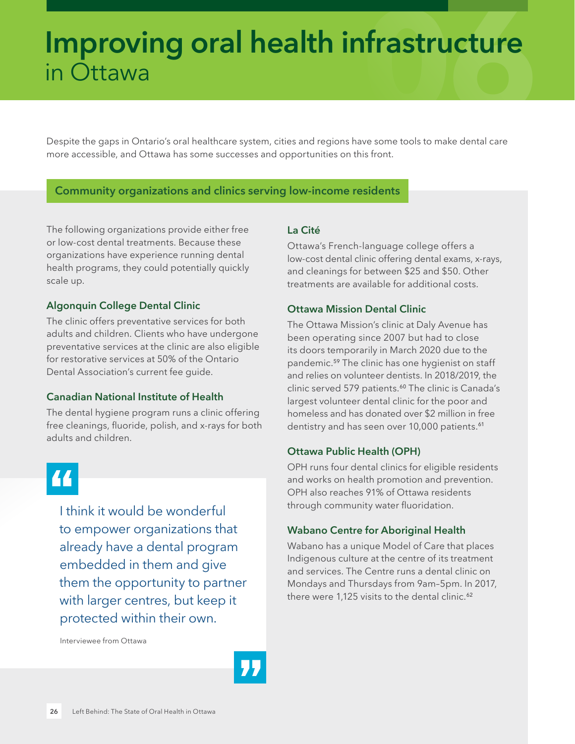# Improving oral health infrastructure in Ottawa

Despite the gaps in Ontario's oral healthcare system, cities and regions have some tools to make dental care more accessible, and Ottawa has some successes and opportunities on this front.

## Community organizations and clinics serving low-income residents

The following organizations provide either free or low-cost dental treatments. Because these organizations have experience running dental health programs, they could potentially quickly scale up.

### Algonquin College Dental Clinic

The clinic offers preventative services for both adults and children. Clients who have undergone preventative services at the clinic are also eligible for restorative services at 50% of the Ontario Dental Association's current fee guide.

### Canadian National Institute of Health

The dental hygiene program runs a clinic offering free cleanings, fluoride, polish, and x-rays for both adults and children.

> I think it would be wonderful to empower organizations that already have a dental program embedded in them and give them the opportunity to partner with larger centres, but keep it protected within their own.
>
> Interviewee from Ottawa

### La Cité

Ottawa's French-language college offers a low-cost dental clinic offering dental exams, x-rays, and cleanings for between $25 and $50. Other treatments are available for additional costs.

### Ottawa Mission Dental Clinic

The Ottawa Mission's clinic at Daly Avenue has been operating since 2007 but had to close its doors temporarily in March 2020 due to the pandemic.[59] The clinic has one hygienist on staff and relies on volunteer dentists. In 2018/2019, the clinic served 579 patients.[60] The clinic is Canada's largest volunteer dental clinic for the poor and homeless and has donated over $2 million in free dentistry and has seen over 10,000 patients.[61]

### Ottawa Public Health (OPH)

OPH runs four dental clinics for eligible residents and works on health promotion and prevention. OPH also reaches 91% of Ottawa residents through community water fluoridation.

### Wabano Centre for Aboriginal Health

Wabano has a unique Model of Care that places Indigenous culture at the centre of its treatment and services. The Centre runs a dental clinic on Mondays and Thursdays from 9am–5pm. In 2017, there were 1,125 visits to the dental clinic.[62]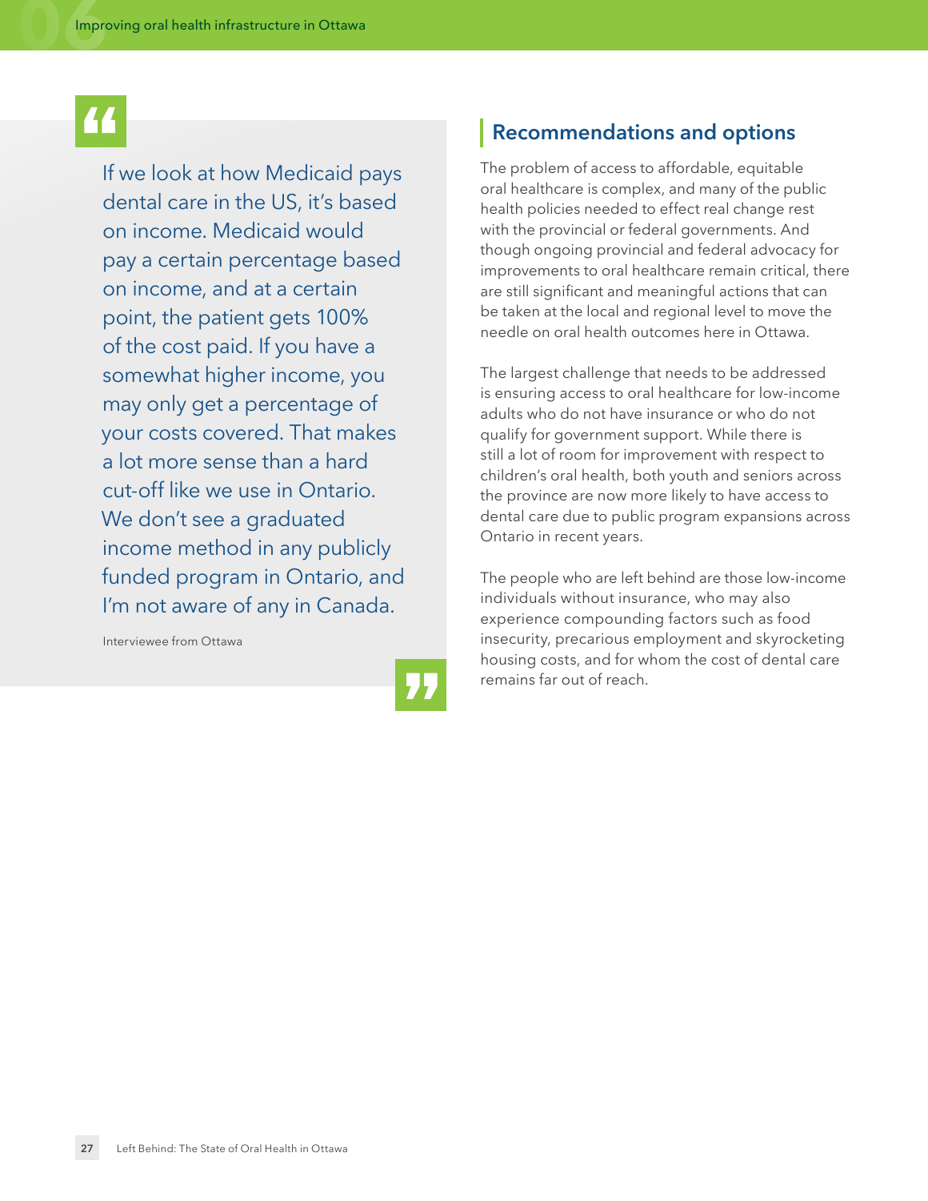> If we look at how Medicaid pays dental care in the US, it's based on income. Medicaid would pay a certain percentage based on income, and at a certain point, the patient gets 100% of the cost paid. If you have a somewhat higher income, you may only get a percentage of your costs covered. That makes a lot more sense than a hard cut-off like we use in Ontario. We don't see a graduated income method in any publicly funded program in Ontario, and I'm not aware of any in Canada.
>
> Interviewee from Ottawa

## Recommendations and options

The problem of access to affordable, equitable oral healthcare is complex, and many of the public health policies needed to effect real change rest with the provincial or federal governments. And though ongoing provincial and federal advocacy for improvements to oral healthcare remain critical, there are still significant and meaningful actions that can be taken at the local and regional level to move the needle on oral health outcomes here in Ottawa.

The largest challenge that needs to be addressed is ensuring access to oral healthcare for low-income adults who do not have insurance or who do not qualify for government support. While there is still a lot of room for improvement with respect to children's oral health, both youth and seniors across the province are now more likely to have access to dental care due to public program expansions across Ontario in recent years.

The people who are left behind are those low-income individuals without insurance, who may also experience compounding factors such as food insecurity, precarious employment and skyrocketing housing costs, and for whom the cost of dental care remains far out of reach.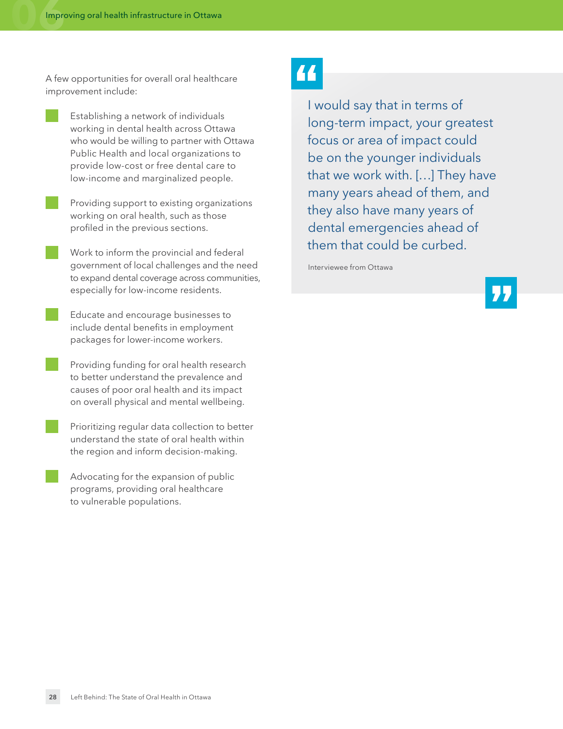A few opportunities for overall oral healthcare improvement include:

- Establishing a network of individuals working in dental health across Ottawa who would be willing to partner with Ottawa Public Health and local organizations to provide low-cost or free dental care to low-income and marginalized people.
- Providing support to existing organizations working on oral health, such as those profiled in the previous sections.
- Work to inform the provincial and federal government of local challenges and the need to expand dental coverage across communities, especially for low-income residents.
- Educate and encourage businesses to include dental benefits in employment packages for lower-income workers.
- Providing funding for oral health research to better understand the prevalence and causes of poor oral health and its impact on overall physical and mental wellbeing.
- Prioritizing regular data collection to better understand the state of oral health within the region and inform decision-making.
- Advocating for the expansion of public programs, providing oral healthcare to vulnerable populations.

> I would say that in terms of long-term impact, your greatest focus or area of impact could be on the younger individuals that we work with. […] They have many years ahead of them, and they also have many years of dental emergencies ahead of them that could be curbed.
>
> Interviewee from Ottawa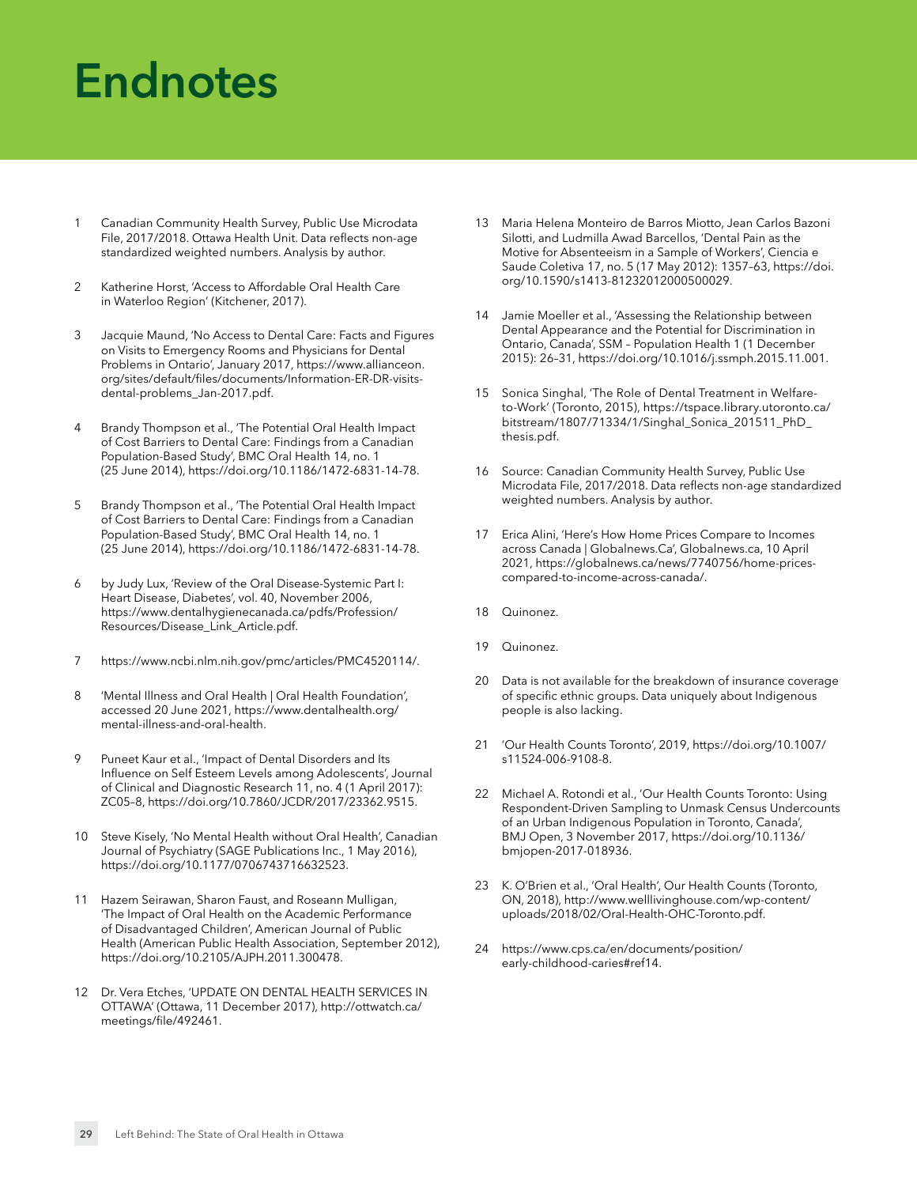# Endnotes

1. Canadian Community Health Survey, Public Use Microdata File, 2017/2018. Ottawa Health Unit. Data reflects non-age standardized weighted numbers. Analysis by author.

2. Katherine Horst, 'Access to Affordable Oral Health Care in Waterloo Region' (Kitchener, 2017).

3. Jacquie Maund, 'No Access to Dental Care: Facts and Figures on Visits to Emergency Rooms and Physicians for Dental Problems in Ontario', January 2017, https://www.allianceon.org/sites/default/files/documents/Information-ER-DR-visits-dental-problems_Jan-2017.pdf.

4. Brandy Thompson et al., 'The Potential Oral Health Impact of Cost Barriers to Dental Care: Findings from a Canadian Population-Based Study', BMC Oral Health 14, no. 1 (25 June 2014), https://doi.org/10.1186/1472-6831-14-78.

5. Brandy Thompson et al., 'The Potential Oral Health Impact of Cost Barriers to Dental Care: Findings from a Canadian Population-Based Study', BMC Oral Health 14, no. 1 (25 June 2014), https://doi.org/10.1186/1472-6831-14-78.

6. by Judy Lux, 'Review of the Oral Disease-Systemic Part I: Heart Disease, Diabetes', vol. 40, November 2006, https://www.dentalhygienecanada.ca/pdfs/Profession/Resources/Disease_Link_Article.pdf.

7. https://www.ncbi.nlm.nih.gov/pmc/articles/PMC4520114/.

8. 'Mental Illness and Oral Health | Oral Health Foundation', accessed 20 June 2021, https://www.dentalhealth.org/mental-illness-and-oral-health.

9. Puneet Kaur et al., 'Impact of Dental Disorders and Its Influence on Self Esteem Levels among Adolescents', Journal of Clinical and Diagnostic Research 11, no. 4 (1 April 2017): ZC05–8, https://doi.org/10.7860/JCDR/2017/23362.9515.

10. Steve Kisely, 'No Mental Health without Oral Health', Canadian Journal of Psychiatry (SAGE Publications Inc., 1 May 2016), https://doi.org/10.1177/0706743716632523.

11. Hazem Seirawan, Sharon Faust, and Roseann Mulligan, 'The Impact of Oral Health on the Academic Performance of Disadvantaged Children', American Journal of Public Health (American Public Health Association, September 2012), https://doi.org/10.2105/AJPH.2011.300478.

12. Dr. Vera Etches, 'UPDATE ON DENTAL HEALTH SERVICES IN OTTAWA' (Ottawa, 11 December 2017), http://ottwatch.ca/meetings/file/492461.

13. Maria Helena Monteiro de Barros Miotto, Jean Carlos Bazoni Silotti, and Ludmilla Awad Barcellos, 'Dental Pain as the Motive for Absenteeism in a Sample of Workers', Ciencia e Saude Coletiva 17, no. 5 (17 May 2012): 1357–63, https://doi.org/10.1590/s1413-81232012000500029.

14. Jamie Moeller et al., 'Assessing the Relationship between Dental Appearance and the Potential for Discrimination in Ontario, Canada', SSM – Population Health 1 (1 December 2015): 26–31, https://doi.org/10.1016/j.ssmph.2015.11.001.

15. Sonica Singhal, 'The Role of Dental Treatment in Welfare-to-Work' (Toronto, 2015), https://tspace.library.utoronto.ca/bitstream/1807/71334/1/Singhal_Sonica_201511_PhD_thesis.pdf.

16. Source: Canadian Community Health Survey, Public Use Microdata File, 2017/2018. Data reflects non-age standardized weighted numbers. Analysis by author.

17. Erica Alini, 'Here's How Home Prices Compare to Incomes across Canada | Globalnews.Ca', Globalnews.ca, 10 April 2021, https://globalnews.ca/news/7740756/home-prices-compared-to-income-across-canada/.

18. Quinonez.

19. Quinonez.

20. Data is not available for the breakdown of insurance coverage of specific ethnic groups. Data uniquely about Indigenous people is also lacking.

21. 'Our Health Counts Toronto', 2019, https://doi.org/10.1007/s11524-006-9108-8.

22. Michael A. Rotondi et al., 'Our Health Counts Toronto: Using Respondent-Driven Sampling to Unmask Census Undercounts of an Urban Indigenous Population in Toronto, Canada', BMJ Open, 3 November 2017, https://doi.org/10.1136/bmjopen-2017-018936.

23. K. O'Brien et al., 'Oral Health', Our Health Counts (Toronto, ON, 2018), http://www.welllivinghouse.com/wp-content/uploads/2018/02/Oral-Health-OHC-Toronto.pdf.

24. https://www.cps.ca/en/documents/position/early-childhood-caries#ref14.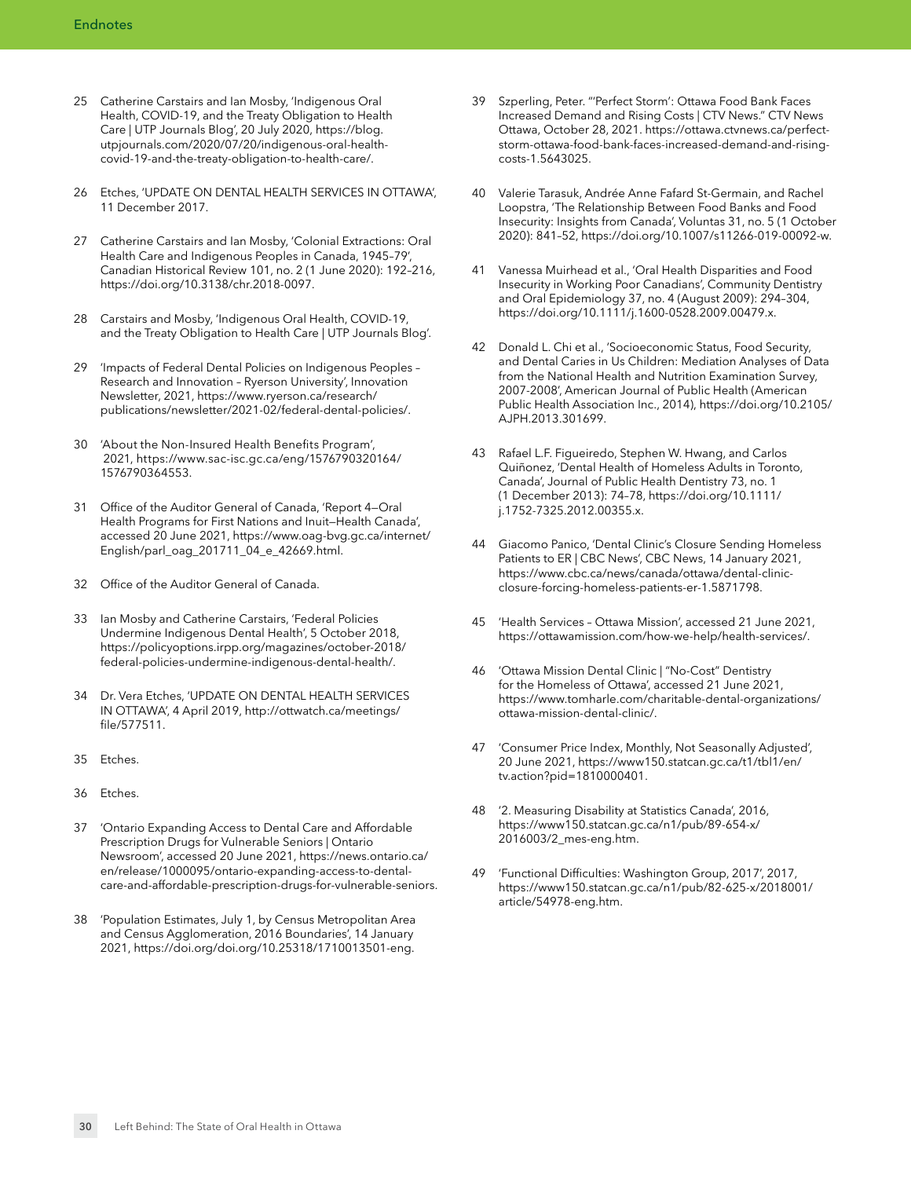25 Catherine Carstairs and Ian Mosby, 'Indigenous Oral Health, COVID-19, and the Treaty Obligation to Health Care | UTP Journals Blog', 20 July 2020, https://blog.utpjournals.com/2020/07/20/indigenous-oral-health-covid-19-and-the-treaty-obligation-to-health-care/.

26 Etches, 'UPDATE ON DENTAL HEALTH SERVICES IN OTTAWA', 11 December 2017.

27 Catherine Carstairs and Ian Mosby, 'Colonial Extractions: Oral Health Care and Indigenous Peoples in Canada, 1945–79', Canadian Historical Review 101, no. 2 (1 June 2020): 192–216, https://doi.org/10.3138/chr.2018-0097.

28 Carstairs and Mosby, 'Indigenous Oral Health, COVID-19, and the Treaty Obligation to Health Care | UTP Journals Blog'.

29 'Impacts of Federal Dental Policies on Indigenous Peoples – Research and Innovation – Ryerson University', Innovation Newsletter, 2021, https://www.ryerson.ca/research/publications/newsletter/2021-02/federal-dental-policies/.

30 'About the Non-Insured Health Benefits Program', 2021, https://www.sac-isc.gc.ca/eng/1576790320164/1576790364553.

31 Office of the Auditor General of Canada, 'Report 4—Oral Health Programs for First Nations and Inuit—Health Canada', accessed 20 June 2021, https://www.oag-bvg.gc.ca/internet/English/parl_oag_201711_04_e_42669.html.

32 Office of the Auditor General of Canada.

33 Ian Mosby and Catherine Carstairs, 'Federal Policies Undermine Indigenous Dental Health', 5 October 2018, https://policyoptions.irpp.org/magazines/october-2018/federal-policies-undermine-indigenous-dental-health/.

34 Dr. Vera Etches, 'UPDATE ON DENTAL HEALTH SERVICES IN OTTAWA', 4 April 2019, http://ottwatch.ca/meetings/file/577511.

35 Etches.

36 Etches.

37 'Ontario Expanding Access to Dental Care and Affordable Prescription Drugs for Vulnerable Seniors | Ontario Newsroom', accessed 20 June 2021, https://news.ontario.ca/en/release/1000095/ontario-expanding-access-to-dental-care-and-affordable-prescription-drugs-for-vulnerable-seniors.

38 'Population Estimates, July 1, by Census Metropolitan Area and Census Agglomeration, 2016 Boundaries', 14 January 2021, https://doi.org/doi.org/10.25318/1710013501-eng.

39 Szperling, Peter. "'Perfect Storm': Ottawa Food Bank Faces Increased Demand and Rising Costs | CTV News." CTV News Ottawa, October 28, 2021. https://ottawa.ctvnews.ca/perfect-storm-ottawa-food-bank-faces-increased-demand-and-rising-costs-1.5643025.

40 Valerie Tarasuk, Andrée Anne Fafard St-Germain, and Rachel Loopstra, 'The Relationship Between Food Banks and Food Insecurity: Insights from Canada', Voluntas 31, no. 5 (1 October 2020): 841–52, https://doi.org/10.1007/s11266-019-00092-w.

41 Vanessa Muirhead et al., 'Oral Health Disparities and Food Insecurity in Working Poor Canadians', Community Dentistry and Oral Epidemiology 37, no. 4 (August 2009): 294–304, https://doi.org/10.1111/j.1600-0528.2009.00479.x.

42 Donald L. Chi et al., 'Socioeconomic Status, Food Security, and Dental Caries in Us Children: Mediation Analyses of Data from the National Health and Nutrition Examination Survey, 2007-2008', American Journal of Public Health (American Public Health Association Inc., 2014), https://doi.org/10.2105/AJPH.2013.301699.

43 Rafael L.F. Figueiredo, Stephen W. Hwang, and Carlos Quiñonez, 'Dental Health of Homeless Adults in Toronto, Canada', Journal of Public Health Dentistry 73, no. 1 (1 December 2013): 74–78, https://doi.org/10.1111/j.1752-7325.2012.00355.x.

44 Giacomo Panico, 'Dental Clinic's Closure Sending Homeless Patients to ER | CBC News', CBC News, 14 January 2021, https://www.cbc.ca/news/canada/ottawa/dental-clinic-closure-forcing-homeless-patients-er-1.5871798.

45 'Health Services – Ottawa Mission', accessed 21 June 2021, https://ottawamission.com/how-we-help/health-services/.

46 'Ottawa Mission Dental Clinic | "No-Cost" Dentistry for the Homeless of Ottawa', accessed 21 June 2021, https://www.tomharle.com/charitable-dental-organizations/ottawa-mission-dental-clinic/.

47 'Consumer Price Index, Monthly, Not Seasonally Adjusted', 20 June 2021, https://www150.statcan.gc.ca/t1/tbl1/en/tv.action?pid=1810000401.

48 '2. Measuring Disability at Statistics Canada', 2016, https://www150.statcan.gc.ca/n1/pub/89-654-x/2016003/2_mes-eng.htm.

49 'Functional Difficulties: Washington Group, 2017', 2017, https://www150.statcan.gc.ca/n1/pub/82-625-x/2018001/article/54978-eng.htm.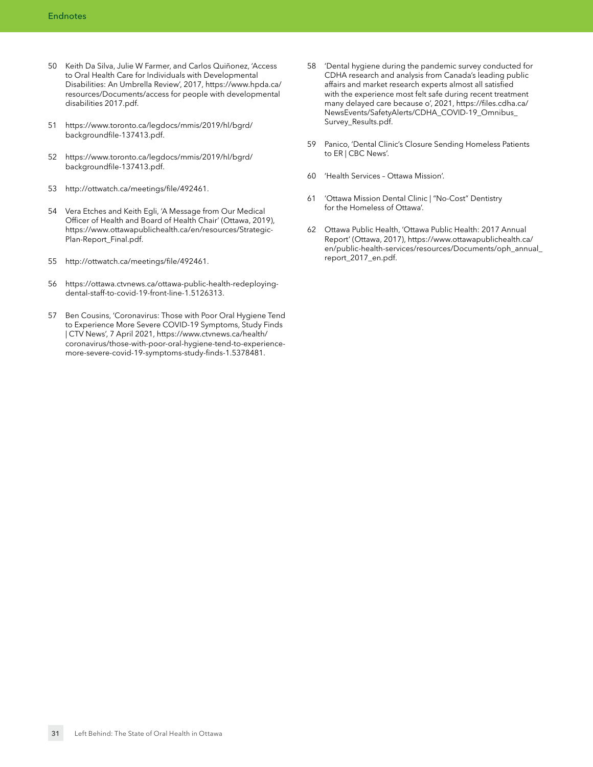## Endnotes

50 Keith Da Silva, Julie W Farmer, and Carlos Quiñonez, 'Access to Oral Health Care for Individuals with Developmental Disabilities: An Umbrella Review', 2017, https://www.hpda.ca/resources/Documents/access for people with developmental disabilities 2017.pdf.

51 https://www.toronto.ca/legdocs/mmis/2019/hl/bgrd/backgroundfile-137413.pdf.

52 https://www.toronto.ca/legdocs/mmis/2019/hl/bgrd/backgroundfile-137413.pdf.

53 http://ottwatch.ca/meetings/file/492461.

54 Vera Etches and Keith Egli, 'A Message from Our Medical Officer of Health and Board of Health Chair' (Ottawa, 2019), https://www.ottawapublichealth.ca/en/resources/Strategic-Plan-Report_Final.pdf.

55 http://ottwatch.ca/meetings/file/492461.

56 https://ottawa.ctvnews.ca/ottawa-public-health-redeploying-dental-staff-to-covid-19-front-line-1.5126313.

57 Ben Cousins, 'Coronavirus: Those with Poor Oral Hygiene Tend to Experience More Severe COVID-19 Symptoms, Study Finds | CTV News', 7 April 2021, https://www.ctvnews.ca/health/coronavirus/those-with-poor-oral-hygiene-tend-to-experience-more-severe-covid-19-symptoms-study-finds-1.5378481.

58 'Dental hygiene during the pandemic survey conducted for CDHA research and analysis from Canada's leading public affairs and market research experts almost all satisfied with the experience most felt safe during recent treatment many delayed care because o', 2021, https://files.cdha.ca/NewsEvents/SafetyAlerts/CDHA_COVID-19_Omnibus_Survey_Results.pdf.

59 Panico, 'Dental Clinic's Closure Sending Homeless Patients to ER | CBC News'.

60 'Health Services – Ottawa Mission'.

61 'Ottawa Mission Dental Clinic | "No-Cost" Dentistry for the Homeless of Ottawa'.

62 Ottawa Public Health, 'Ottawa Public Health: 2017 Annual Report' (Ottawa, 2017), https://www.ottawapublichealth.ca/en/public-health-services/resources/Documents/oph_annual_report_2017_en.pdf.